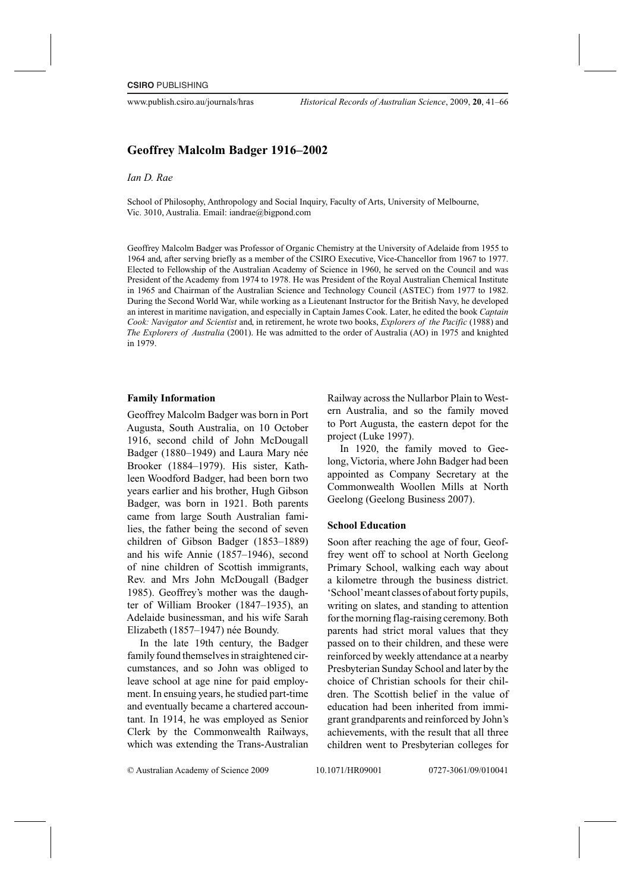# Geoffrey Malcolm Badger 1916–2002

*Ian D. Rae*

School of Philosophy, Anthropology and Social Inquiry, Faculty of Arts, University of Melbourne, Vic. 3010, Australia. Email: iandrae@bigpond.com

Geoffrey Malcolm Badger was Professor of Organic Chemistry at the University of Adelaide from 1955 to 1964 and, after serving briefly as a member of the CSIRO Executive, Vice-Chancellor from 1967 to 1977. Elected to Fellowship of the Australian Academy of Science in 1960, he served on the Council and was President of the Academy from 1974 to 1978. He was President of the Royal Australian Chemical Institute in 1965 and Chairman of the Australian Science and Technology Council (ASTEC) from 1977 to 1982. During the Second World War, while working as a Lieutenant Instructor for the British Navy, he developed an interest in maritime navigation, and especially in Captain James Cook. Later, he edited the book *Captain Cook: Navigator and Scientist* and, in retirement, he wrote two books, *Explorers of the Pacific* (1988) and *The Explorers of Australia* (2001). He was admitted to the order of Australia (AO) in 1975 and knighted in 1979.

## Family Information

Geoffrey Malcolm Badger was born in Port Augusta, South Australia, on 10 October 1916, second child of John McDougall Badger (1880–1949) and Laura Mary née Brooker (1884–1979). His sister, Kathleen Woodford Badger, had been born two years earlier and his brother, Hugh Gibson Badger, was born in 1921. Both parents came from large South Australian families, the father being the second of seven children of Gibson Badger (1853–1889) and his wife Annie (1857–1946), second of nine children of Scottish immigrants, Rev. and Mrs John McDougall (Badger 1985). Geoffrey's mother was the daughter of William Brooker (1847–1935), an Adelaide businessman, and his wife Sarah Elizabeth (1857–1947) née Boundy.

In the late 19th century, the Badger family found themselves in straightened circumstances, and so John was obliged to leave school at age nine for paid employment. In ensuing years, he studied part-time and eventually became a chartered accountant. In 1914, he was employed as Senior Clerk by the Commonwealth Railways, which was extending the Trans-Australian Railway across the Nullarbor Plain to Western Australia, and so the family moved to Port Augusta, the eastern depot for the project (Luke 1997).

In 1920, the family moved to Geelong, Victoria, where John Badger had been appointed as Company Secretary at the Commonwealth Woollen Mills at North Geelong (Geelong Business 2007).

## School Education

Soon after reaching the age of four, Geoffrey went off to school at North Geelong Primary School, walking each way about a kilometre through the business district. 'School' meant classes of about forty pupils, writing on slates, and standing to attention for the morning flag-raising ceremony. Both parents had strict moral values that they passed on to their children, and these were reinforced by weekly attendance at a nearby Presbyterian Sunday School and later by the choice of Christian schools for their children. The Scottish belief in the value of education had been inherited from immigrant grandparents and reinforced by John's achievements, with the result that all three children went to Presbyterian colleges for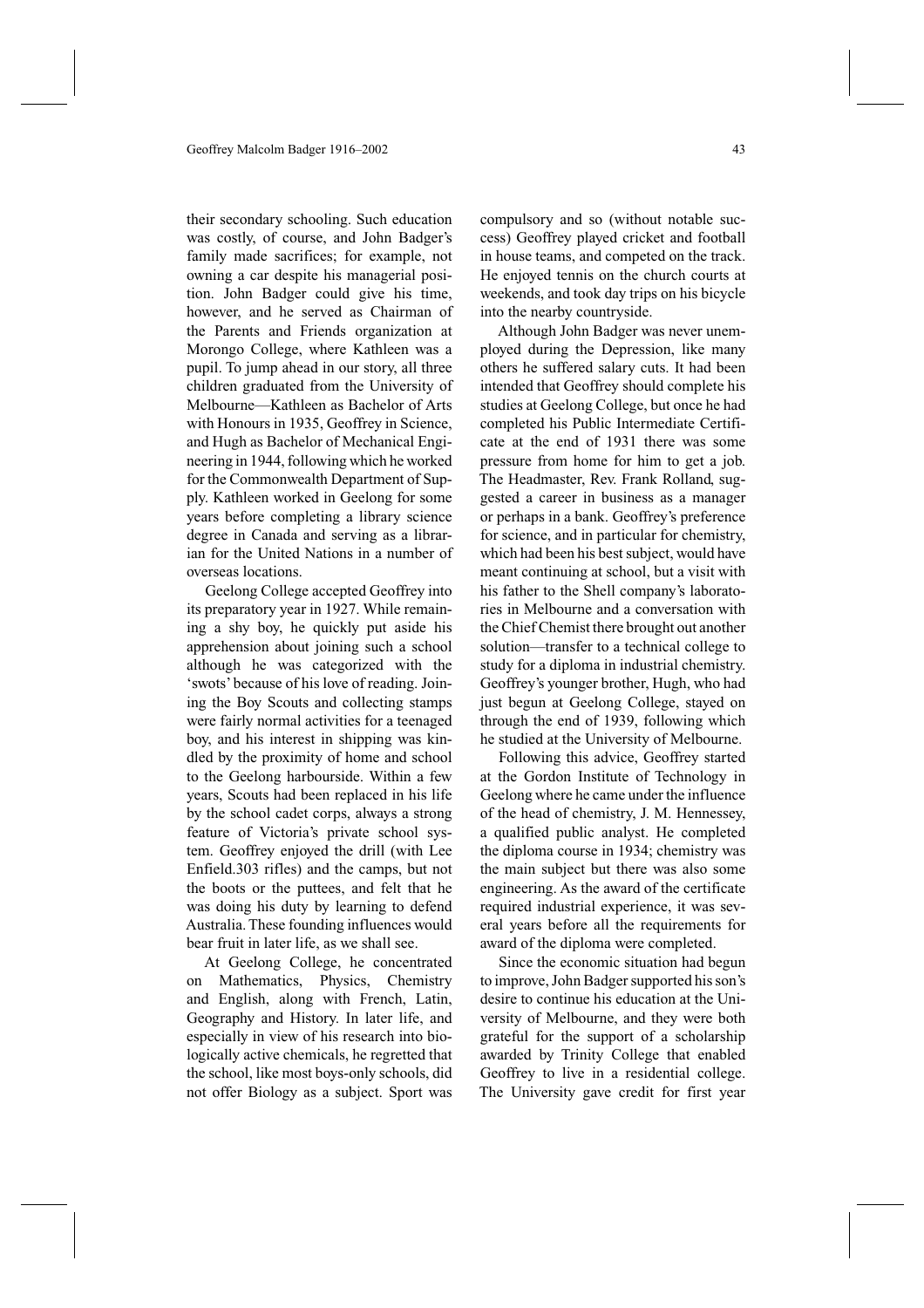their secondary schooling. Such education was costly, of course, and John Badger's family made sacrifices; for example, not owning a car despite his managerial position. John Badger could give his time, however, and he served as Chairman of the Parents and Friends organization at Morongo College, where Kathleen was a pupil. To jump ahead in our story, all three children graduated from the University of Melbourne—Kathleen as Bachelor of Arts with Honours in 1935, Geoffrey in Science, and Hugh as Bachelor of Mechanical Engineering in 1944, following which he worked for the Commonwealth Department of Supply. Kathleen worked in Geelong for some years before completing a library science degree in Canada and serving as a librarian for the United Nations in a number of overseas locations.

Geelong College accepted Geoffrey into its preparatory year in 1927. While remaining a shy boy, he quickly put aside his apprehension about joining such a school although he was categorized with the 'swots' because of his love of reading. Joining the Boy Scouts and collecting stamps were fairly normal activities for a teenaged boy, and his interest in shipping was kindled by the proximity of home and school to the Geelong harbourside. Within a few years, Scouts had been replaced in his life by the school cadet corps, always a strong feature of Victoria's private school system. Geoffrey enjoyed the drill (with Lee Enfield.303 rifles) and the camps, but not the boots or the puttees, and felt that he was doing his duty by learning to defend Australia. These founding influences would bear fruit in later life, as we shall see.

At Geelong College, he concentrated on Mathematics, Physics, Chemistry and English, along with French, Latin, Geography and History. In later life, and especially in view of his research into biologically active chemicals, he regretted that the school, like most boys-only schools, did not offer Biology as a subject. Sport was compulsory and so (without notable success) Geoffrey played cricket and football in house teams, and competed on the track. He enjoyed tennis on the church courts at weekends, and took day trips on his bicycle into the nearby countryside.

Although John Badger was never unemployed during the Depression, like many others he suffered salary cuts. It had been intended that Geoffrey should complete his studies at Geelong College, but once he had completed his Public Intermediate Certificate at the end of 1931 there was some pressure from home for him to get a job. The Headmaster, Rev. Frank Rolland, suggested a career in business as a manager or perhaps in a bank. Geoffrey's preference for science, and in particular for chemistry, which had been his best subject, would have meant continuing at school, but a visit with his father to the Shell company's laboratories in Melbourne and a conversation with the Chief Chemist there brought out another solution—transfer to a technical college to study for a diploma in industrial chemistry. Geoffrey's younger brother, Hugh, who had just begun at Geelong College, stayed on through the end of 1939, following which he studied at the University of Melbourne.

Following this advice, Geoffrey started at the Gordon Institute of Technology in Geelong where he came under the influence of the head of chemistry, J. M. Hennessey, a qualified public analyst. He completed the diploma course in 1934; chemistry was the main subject but there was also some engineering. As the award of the certificate required industrial experience, it was several years before all the requirements for award of the diploma were completed.

Since the economic situation had begun to improve, John Badger supported his son's desire to continue his education at the University of Melbourne, and they were both grateful for the support of a scholarship awarded by Trinity College that enabled Geoffrey to live in a residential college. The University gave credit for first year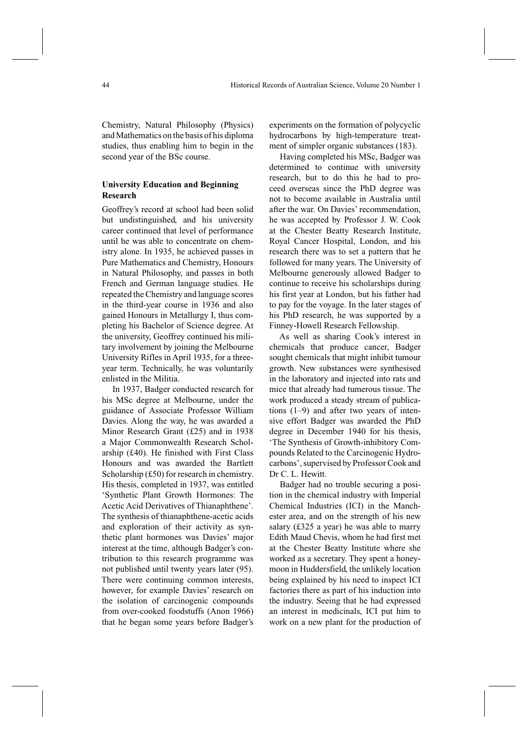Chemistry, Natural Philosophy (Physics) and Mathematics on the basis of his diploma studies, thus enabling him to begin in the second year of the BSc course.

### University Education and Beginning Research

Geoffrey's record at school had been solid but undistinguished, and his university career continued that level of performance until he was able to concentrate on chemistry alone. In 1935, he achieved passes in Pure Mathematics and Chemistry, Honours in Natural Philosophy, and passes in both French and German language studies. He repeated the Chemistry and language scores in the third-year course in 1936 and also gained Honours in Metallurgy I, thus completing his Bachelor of Science degree. At the university, Geoffrey continued his military involvement by joining the Melbourne University Rifles in April 1935, for a three-year term. Technically, he was voluntarily enlisted in the Militia.

In 1937, Badger conducted research for his MSc degree at Melbourne, under the guidance of Associate Professor William Davies. Along the way, he was awarded a Minor Research Grant (£25) and in 1938 a Major Commonwealth Research Scholarship (£40). He finished with First Class Honours and was awarded the Bartlett Scholarship (£50) for research in chemistry. His thesis, completed in 1937, was entitled 'Synthetic Plant Growth Hormones: The Acetic Acid Derivatives of Thianaphthene'. The synthesis of thianaphthene-acetic acids and exploration of their activity as synthetic plant hormones was Davies' major interest at the time, although Badger's contribution to this research programme was not published until twenty years later (95). There were continuing common interests, however, for example Davies' research on the isolation of carcinogenic compounds from over-cooked foodstuffs (Anon 1966) that he began some years before Badger's experiments on the formation of polycyclic hydrocarbons by high-temperature treatment of simpler organic substances (183).

Having completed his MSc, Badger was determined to continue with university research, but to do this he had to proceed overseas since the PhD degree was not to become available in Australia until after the war. On Davies' recommendation, he was accepted by Professor J. W. Cook at the Chester Beatty Research Institute, Royal Cancer Hospital, London, and his research there was to set a pattern that he followed for many years. The University of Melbourne generously allowed Badger to continue to receive his scholarships during his first year at London, but his father had to pay for the voyage. In the later stages of his PhD research, he was supported by a Finney-Howell Research Fellowship.

As well as sharing Cook's interest in chemicals that produce cancer, Badger sought chemicals that might inhibit tumour growth. New substances were synthesised in the laboratory and injected into rats and mice that already had tumerous tissue. The work produced a steady stream of publications (1–9) and after two years of intensive effort Badger was awarded the PhD degree in December 1940 for his thesis, 'The Synthesis of Growth-inhibitory Compounds Related to the Carcinogenic Hydrocarbons', supervised by Professor Cook and Dr C. L. Hewitt.

Badger had no trouble securing a position in the chemical industry with Imperial Chemical Industries (ICI) in the Manchester area, and on the strength of his new salary (£325 a year) he was able to marry Edith Maud Chevis, whom he had first met at the Chester Beatty Institute where she worked as a secretary. They spent a honeymoon in Huddersfield, the unlikely location being explained by his need to inspect ICI factories there as part of his induction into the industry. Seeing that he had expressed an interest in medicinals, ICI put him to work on a new plant for the production of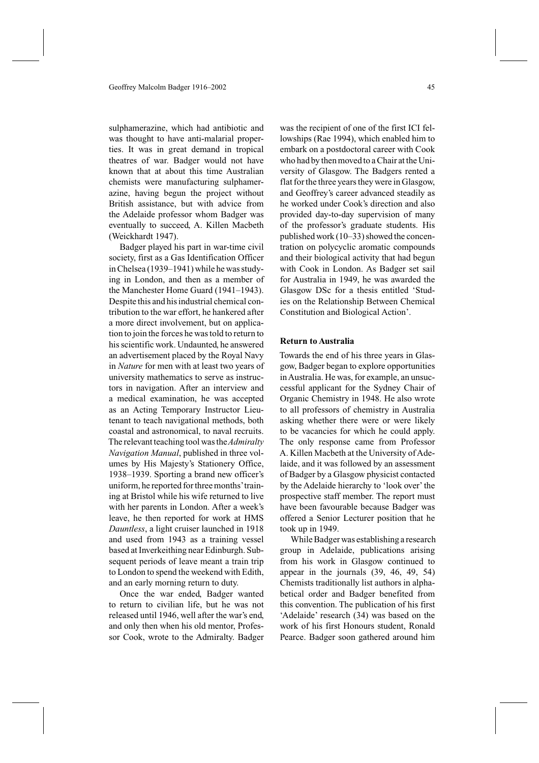sulphamerazine, which had antibiotic and was thought to have anti-malarial properties. It was in great demand in tropical theatres of war. Badger would not have known that at about this time Australian chemists were manufacturing sulphamerazine, having begun the project without British assistance, but with advice from the Adelaide professor whom Badger was eventually to succeed, A. Killen Macbeth (Weickhardt 1947).

Badger played his part in war-time civil society, first as a Gas Identification Officer in Chelsea (1939–1941) while he was studying in London, and then as a member of the Manchester Home Guard (1941–1943). Despite this and his industrial chemical contribution to the war effort, he hankered after a more direct involvement, but on application to join the forces he was told to return to his scientific work. Undaunted, he answered an advertisement placed by the Royal Navy in *Nature* for men with at least two years of university mathematics to serve as instructors in navigation. After an interview and a medical examination, he was accepted as an Acting Temporary Instructor Lieutenant to teach navigational methods, both coastal and astronomical, to naval recruits. The relevant teaching tool was the *Admiralty Navigation Manual*, published in three volumes by His Majesty's Stationery Office, 1938–1939. Sporting a brand new officer's uniform, he reported for three months' training at Bristol while his wife returned to live with her parents in London. After a week's leave, he then reported for work at HMS *Dauntless*, a light cruiser launched in 1918 and used from 1943 as a training vessel based at Inverkeithing near Edinburgh. Subsequent periods of leave meant a train trip to London to spend the weekend with Edith, and an early morning return to duty.

Once the war ended, Badger wanted to return to civilian life, but he was not released until 1946, well after the war's end, and only then when his old mentor, Professor Cook, wrote to the Admiralty. Badger was the recipient of one of the first ICI fellowships (Rae 1994), which enabled him to embark on a postdoctoral career with Cook who had by then moved to a Chair at the University of Glasgow. The Badgers rented a flat for the three years they were in Glasgow, and Geoffrey's career advanced steadily as he worked under Cook's direction and also provided day-to-day supervision of many of the professor's graduate students. His published work (10–33) showed the concentration on polycyclic aromatic compounds and their biological activity that had begun with Cook in London. As Badger set sail for Australia in 1949, he was awarded the Glasgow DSc for a thesis entitled 'Studies on the Relationship Between Chemical Constitution and Biological Action'.

## Return to Australia

Towards the end of his three years in Glasgow, Badger began to explore opportunities in Australia. He was, for example, an unsuccessful applicant for the Sydney Chair of Organic Chemistry in 1948. He also wrote to all professors of chemistry in Australia asking whether there were or were likely to be vacancies for which he could apply. The only response came from Professor A. Killen Macbeth at the University of Adelaide, and it was followed by an assessment of Badger by a Glasgow physicist contacted by the Adelaide hierarchy to 'look over' the prospective staff member. The report must have been favourable because Badger was offered a Senior Lecturer position that he took up in 1949.

While Badger was establishing a research group in Adelaide, publications arising from his work in Glasgow continued to appear in the journals (39, 46, 49, 54) Chemists traditionally list authors in alphabetical order and Badger benefited from this convention. The publication of his first 'Adelaide' research (34) was based on the work of his first Honours student, Ronald Pearce. Badger soon gathered around him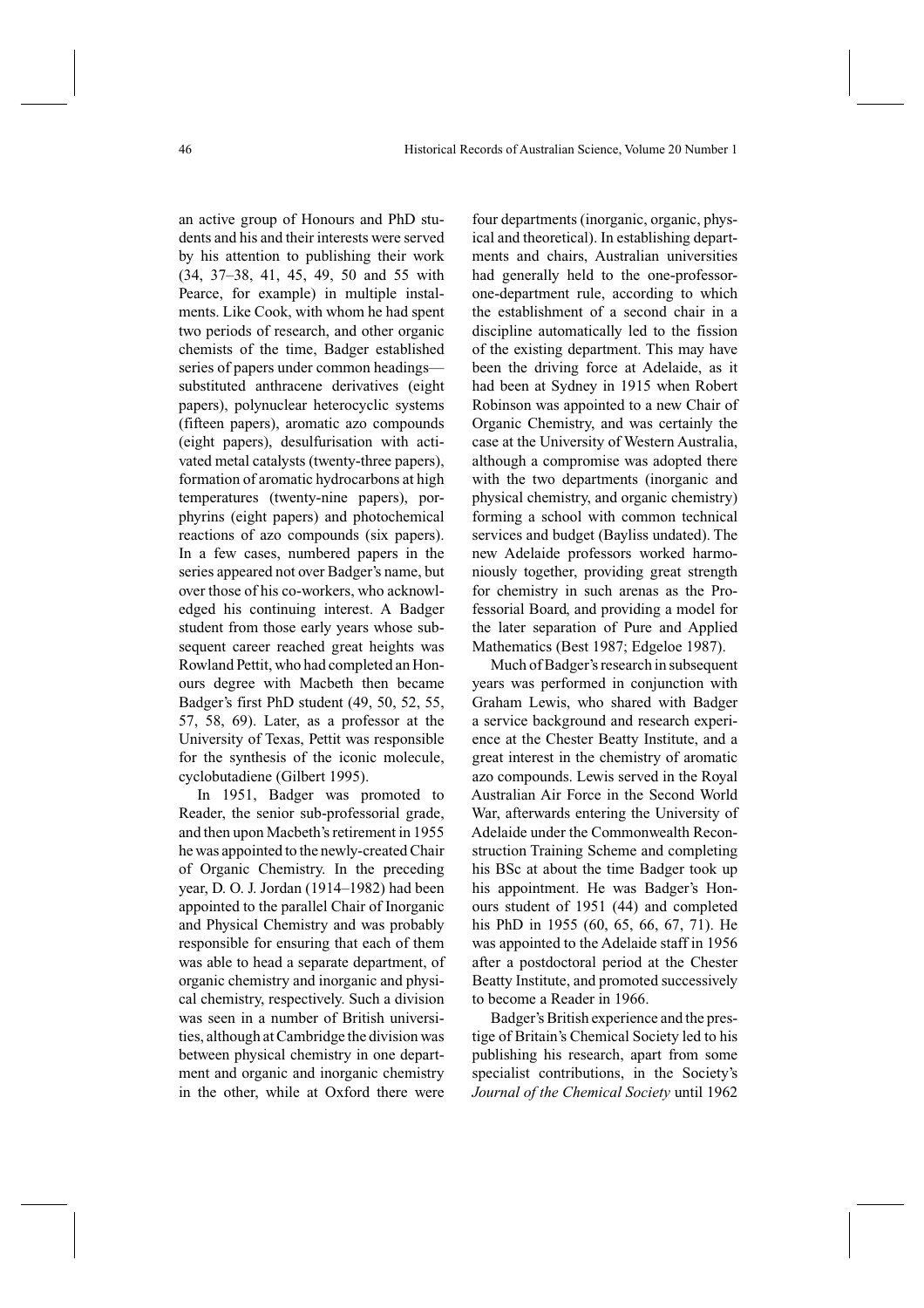an active group of Honours and PhD students and his and their interests were served by his attention to publishing their work (34, 37–38, 41, 45, 49, 50 and 55 with Pearce, for example) in multiple instalments. Like Cook, with whom he had spent two periods of research, and other organic chemists of the time, Badger established series of papers under common headings—substituted anthracene derivatives (eight papers), polynuclear heterocyclic systems (fifteen papers), aromatic azo compounds (eight papers), desulfurisation with activated metal catalysts (twenty-three papers), formation of aromatic hydrocarbons at high temperatures (twenty-nine papers), porphyrins (eight papers) and photochemical reactions of azo compounds (six papers). In a few cases, numbered papers in the series appeared not over Badger's name, but over those of his co-workers, who acknowledged his continuing interest. A Badger student from those early years whose subsequent career reached great heights was Rowland Pettit, who had completed an Honours degree with Macbeth then became Badger's first PhD student (49, 50, 52, 55, 57, 58, 69). Later, as a professor at the University of Texas, Pettit was responsible for the synthesis of the iconic molecule, cyclobutadiene (Gilbert 1995).

In 1951, Badger was promoted to Reader, the senior sub-professorial grade, and then upon Macbeth's retirement in 1955 he was appointed to the newly-created Chair of Organic Chemistry. In the preceding year, D. O. J. Jordan (1914–1982) had been appointed to the parallel Chair of Inorganic and Physical Chemistry and was probably responsible for ensuring that each of them was able to head a separate department, of organic chemistry and inorganic and physical chemistry, respectively. Such a division was seen in a number of British universities, although at Cambridge the division was between physical chemistry in one department and organic and inorganic chemistry in the other, while at Oxford there were four departments (inorganic, organic, physical and theoretical). In establishing departments and chairs, Australian universities had generally held to the one-professor-one-department rule, according to which the establishment of a second chair in a discipline automatically led to the fission of the existing department. This may have been the driving force at Adelaide, as it had been at Sydney in 1915 when Robert Robinson was appointed to a new Chair of Organic Chemistry, and was certainly the case at the University of Western Australia, although a compromise was adopted there with the two departments (inorganic and physical chemistry, and organic chemistry) forming a school with common technical services and budget (Bayliss undated). The new Adelaide professors worked harmoniously together, providing great strength for chemistry in such arenas as the Professorial Board, and providing a model for the later separation of Pure and Applied Mathematics (Best 1987; Edgeloe 1987).

Much of Badger's research in subsequent years was performed in conjunction with Graham Lewis, who shared with Badger a service background and research experience at the Chester Beatty Institute, and a great interest in the chemistry of aromatic azo compounds. Lewis served in the Royal Australian Air Force in the Second World War, afterwards entering the University of Adelaide under the Commonwealth Reconstruction Training Scheme and completing his BSc at about the time Badger took up his appointment. He was Badger's Honours student of 1951 (44) and completed his PhD in 1955 (60, 65, 66, 67, 71). He was appointed to the Adelaide staff in 1956 after a postdoctoral period at the Chester Beatty Institute, and promoted successively to become a Reader in 1966.

Badger's British experience and the prestige of Britain's Chemical Society led to his publishing his research, apart from some specialist contributions, in the Society's *Journal of the Chemical Society* until 1962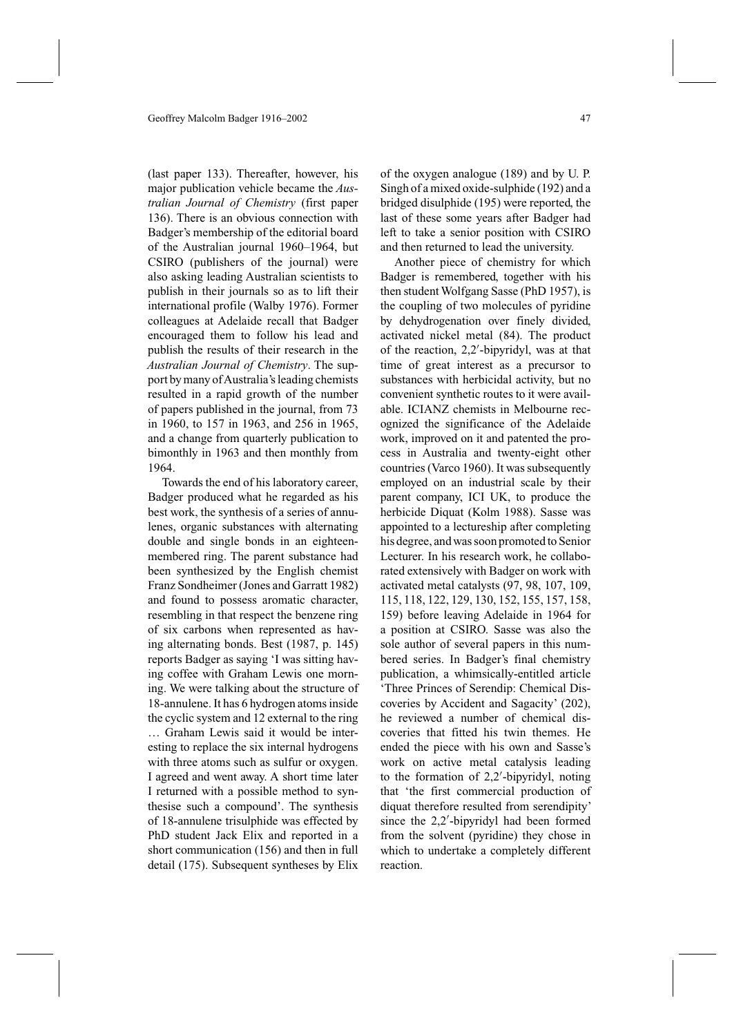(last paper 133). Thereafter, however, his major publication vehicle became the *Australian Journal of Chemistry* (first paper 136). There is an obvious connection with Badger's membership of the editorial board of the Australian journal 1960–1964, but CSIRO (publishers of the journal) were also asking leading Australian scientists to publish in their journals so as to lift their international profile (Walby 1976). Former colleagues at Adelaide recall that Badger encouraged them to follow his lead and publish the results of their research in the *Australian Journal of Chemistry*. The support by many of Australia's leading chemists resulted in a rapid growth of the number of papers published in the journal, from 73 in 1960, to 157 in 1963, and 256 in 1965, and a change from quarterly publication to bimonthly in 1963 and then monthly from 1964.

Towards the end of his laboratory career, Badger produced what he regarded as his best work, the synthesis of a series of annulenes, organic substances with alternating double and single bonds in an eighteen-membered ring. The parent substance had been synthesized by the English chemist Franz Sondheimer (Jones and Garratt 1982) and found to possess aromatic character, resembling in that respect the benzene ring of six carbons when represented as having alternating bonds. Best (1987, p. 145) reports Badger as saying 'I was sitting having coffee with Graham Lewis one morning. We were talking about the structure of 18-annulene. It has 6 hydrogen atoms inside the cyclic system and 12 external to the ring … Graham Lewis said it would be interesting to replace the six internal hydrogens with three atoms such as sulfur or oxygen. I agreed and went away. A short time later I returned with a possible method to synthesise such a compound'. The synthesis of 18-annulene trisulphide was effected by PhD student Jack Elix and reported in a short communication (156) and then in full detail (175). Subsequent syntheses by Elix of the oxygen analogue (189) and by U. P. Singh of a mixed oxide-sulphide (192) and a bridged disulphide (195) were reported, the last of these some years after Badger had left to take a senior position with CSIRO and then returned to lead the university.

Another piece of chemistry for which Badger is remembered, together with his then student Wolfgang Sasse (PhD 1957), is the coupling of two molecules of pyridine by dehydrogenation over finely divided, activated nickel metal (84). The product of the reaction, 2,2′-bipyridyl, was at that time of great interest as a precursor to substances with herbicidal activity, but no convenient synthetic routes to it were available. ICIANZ chemists in Melbourne recognized the significance of the Adelaide work, improved on it and patented the process in Australia and twenty-eight other countries (Varco 1960). It was subsequently employed on an industrial scale by their parent company, ICI UK, to produce the herbicide Diquat (Kolm 1988). Sasse was appointed to a lectureship after completing his degree, and was soon promoted to Senior Lecturer. In his research work, he collaborated extensively with Badger on work with activated metal catalysts (97, 98, 107, 109, 115, 118, 122, 129, 130, 152, 155, 157, 158, 159) before leaving Adelaide in 1964 for a position at CSIRO. Sasse was also the sole author of several papers in this numbered series. In Badger's final chemistry publication, a whimsically-entitled article 'Three Princes of Serendip: Chemical Discoveries by Accident and Sagacity' (202), he reviewed a number of chemical discoveries that fitted his twin themes. He ended the piece with his own and Sasse's work on active metal catalysis leading to the formation of 2,2′-bipyridyl, noting that 'the first commercial production of diquat therefore resulted from serendipity' since the 2,2′-bipyridyl had been formed from the solvent (pyridine) they chose in which to undertake a completely different reaction.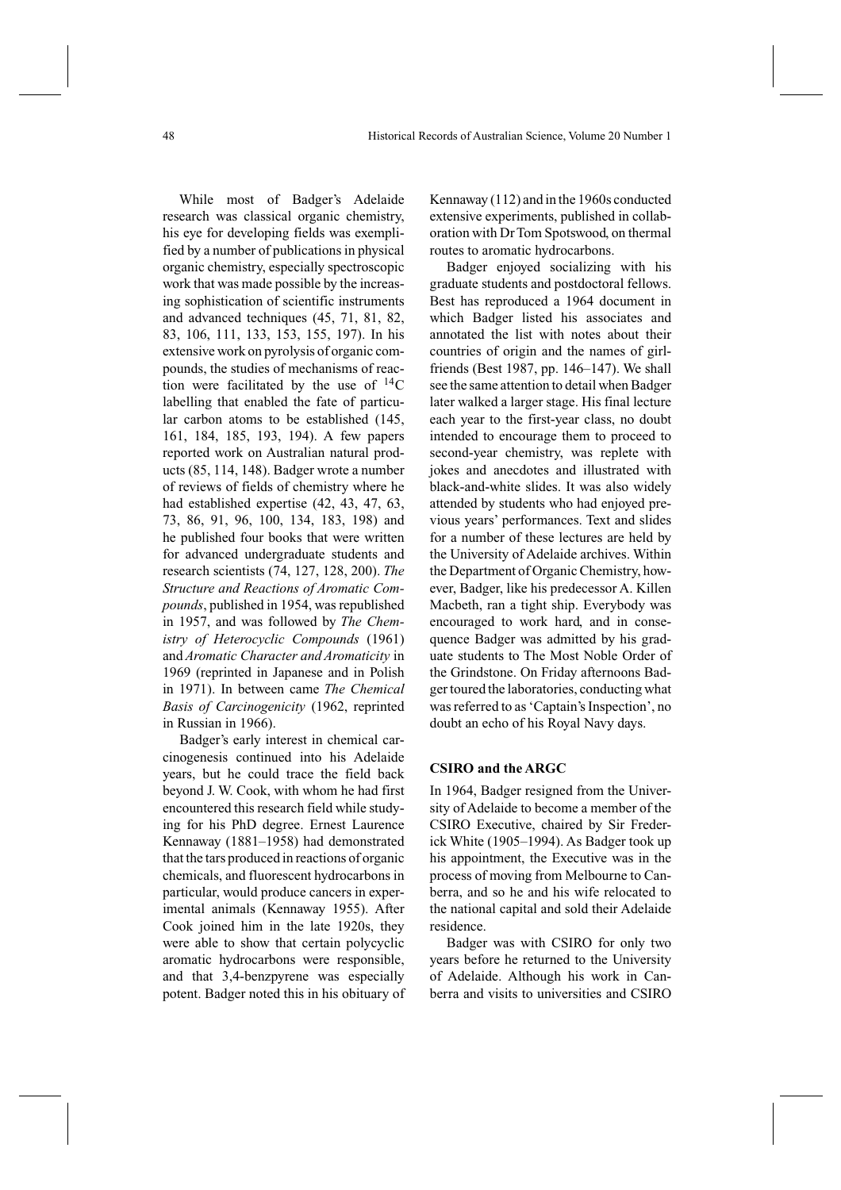While most of Badger's Adelaide research was classical organic chemistry, his eye for developing fields was exemplified by a number of publications in physical organic chemistry, especially spectroscopic work that was made possible by the increasing sophistication of scientific instruments and advanced techniques (45, 71, 81, 82, 83, 106, 111, 133, 153, 155, 197). In his extensive work on pyrolysis of organic compounds, the studies of mechanisms of reaction were facilitated by the use of $^{14}C$ labelling that enabled the fate of particular carbon atoms to be established (145, 161, 184, 185, 193, 194). A few papers reported work on Australian natural products (85, 114, 148). Badger wrote a number of reviews of fields of chemistry where he had established expertise (42, 43, 47, 63, 73, 86, 91, 96, 100, 134, 183, 198) and he published four books that were written for advanced undergraduate students and research scientists (74, 127, 128, 200). *The Structure and Reactions of Aromatic Compounds*, published in 1954, was republished in 1957, and was followed by *The Chemistry of Heterocyclic Compounds* (1961) and *Aromatic Character and Aromaticity* in 1969 (reprinted in Japanese and in Polish in 1971). In between came *The Chemical Basis of Carcinogenicity* (1962, reprinted in Russian in 1966).

Badger's early interest in chemical carcinogenesis continued into his Adelaide years, but he could trace the field back beyond J. W. Cook, with whom he had first encountered this research field while studying for his PhD degree. Ernest Laurence Kennaway (1881–1958) had demonstrated that the tars produced in reactions of organic chemicals, and fluorescent hydrocarbons in particular, would produce cancers in experimental animals (Kennaway 1955). After Cook joined him in the late 1920s, they were able to show that certain polycyclic aromatic hydrocarbons were responsible, and that 3,4-benzpyrene was especially potent. Badger noted this in his obituary of Kennaway (112) and in the 1960s conducted extensive experiments, published in collaboration with Dr Tom Spotswood, on thermal routes to aromatic hydrocarbons.

Badger enjoyed socializing with his graduate students and postdoctoral fellows. Best has reproduced a 1964 document in which Badger listed his associates and annotated the list with notes about their countries of origin and the names of girlfriends (Best 1987, pp. 146–147). We shall see the same attention to detail when Badger later walked a larger stage. His final lecture each year to the first-year class, no doubt intended to encourage them to proceed to second-year chemistry, was replete with jokes and anecdotes and illustrated with black-and-white slides. It was also widely attended by students who had enjoyed previous years' performances. Text and slides for a number of these lectures are held by the University of Adelaide archives. Within the Department of Organic Chemistry, however, Badger, like his predecessor A. Killen Macbeth, ran a tight ship. Everybody was encouraged to work hard, and in consequence Badger was admitted by his graduate students to The Most Noble Order of the Grindstone. On Friday afternoons Badger toured the laboratories, conducting what was referred to as 'Captain's Inspection', no doubt an echo of his Royal Navy days.

## CSIRO and the ARGC

In 1964, Badger resigned from the University of Adelaide to become a member of the CSIRO Executive, chaired by Sir Frederick White (1905–1994). As Badger took up his appointment, the Executive was in the process of moving from Melbourne to Canberra, and so he and his wife relocated to the national capital and sold their Adelaide residence.

Badger was with CSIRO for only two years before he returned to the University of Adelaide. Although his work in Canberra and visits to universities and CSIRO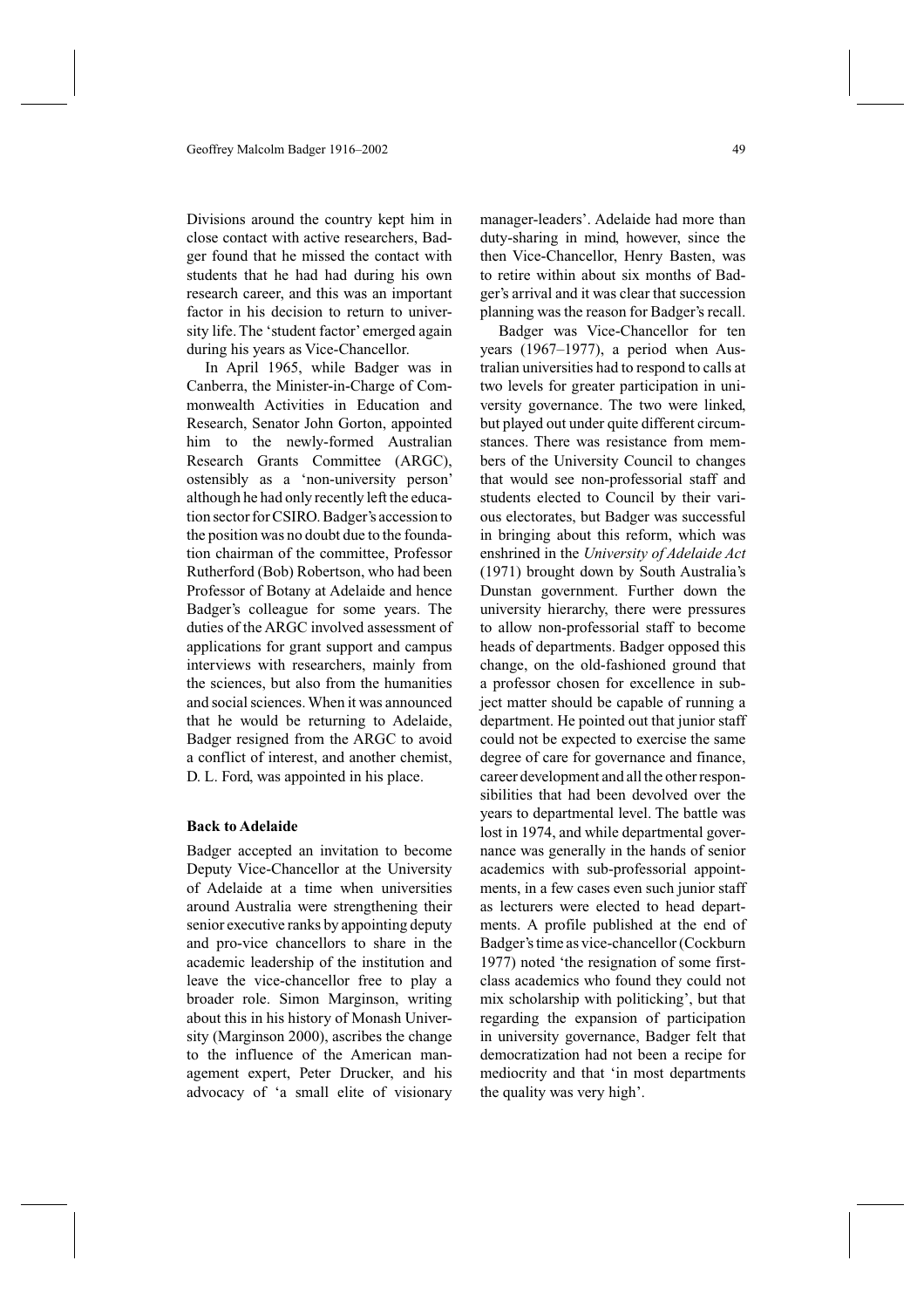Divisions around the country kept him in close contact with active researchers, Badger found that he missed the contact with students that he had had during his own research career, and this was an important factor in his decision to return to university life. The 'student factor' emerged again during his years as Vice-Chancellor.

In April 1965, while Badger was in Canberra, the Minister-in-Charge of Commonwealth Activities in Education and Research, Senator John Gorton, appointed him to the newly-formed Australian Research Grants Committee (ARGC), ostensibly as a 'non-university person' although he had only recently left the education sector for CSIRO. Badger's accession to the position was no doubt due to the foundation chairman of the committee, Professor Rutherford (Bob) Robertson, who had been Professor of Botany at Adelaide and hence Badger's colleague for some years. The duties of the ARGC involved assessment of applications for grant support and campus interviews with researchers, mainly from the sciences, but also from the humanities and social sciences. When it was announced that he would be returning to Adelaide, Badger resigned from the ARGC to avoid a conflict of interest, and another chemist, D. L. Ford, was appointed in his place.

**Back to Adelaide**

Badger accepted an invitation to become Deputy Vice-Chancellor at the University of Adelaide at a time when universities around Australia were strengthening their senior executive ranks by appointing deputy and pro-vice chancellors to share in the academic leadership of the institution and leave the vice-chancellor free to play a broader role. Simon Marginson, writing about this in his history of Monash University (Marginson 2000), ascribes the change to the influence of the American management expert, Peter Drucker, and his advocacy of 'a small elite of visionary manager-leaders'. Adelaide had more than duty-sharing in mind, however, since the then Vice-Chancellor, Henry Basten, was to retire within about six months of Badger's arrival and it was clear that succession planning was the reason for Badger's recall.

Badger was Vice-Chancellor for ten years (1967–1977), a period when Australian universities had to respond to calls at two levels for greater participation in university governance. The two were linked, but played out under quite different circumstances. There was resistance from members of the University Council to changes that would see non-professorial staff and students elected to Council by their various electorates, but Badger was successful in bringing about this reform, which was enshrined in the *University of Adelaide Act* (1971) brought down by South Australia's Dunstan government. Further down the university hierarchy, there were pressures to allow non-professorial staff to become heads of departments. Badger opposed this change, on the old-fashioned ground that a professor chosen for excellence in subject matter should be capable of running a department. He pointed out that junior staff could not be expected to exercise the same degree of care for governance and finance, career development and all the other responsibilities that had been devolved over the years to departmental level. The battle was lost in 1974, and while departmental governance was generally in the hands of senior academics with sub-professorial appointments, in a few cases even such junior staff as lecturers were elected to head departments. A profile published at the end of Badger's time as vice-chancellor (Cockburn 1977) noted 'the resignation of some first-class academics who found they could not mix scholarship with politicking', but that regarding the expansion of participation in university governance, Badger felt that democratization had not been a recipe for mediocrity and that 'in most departments the quality was very high'.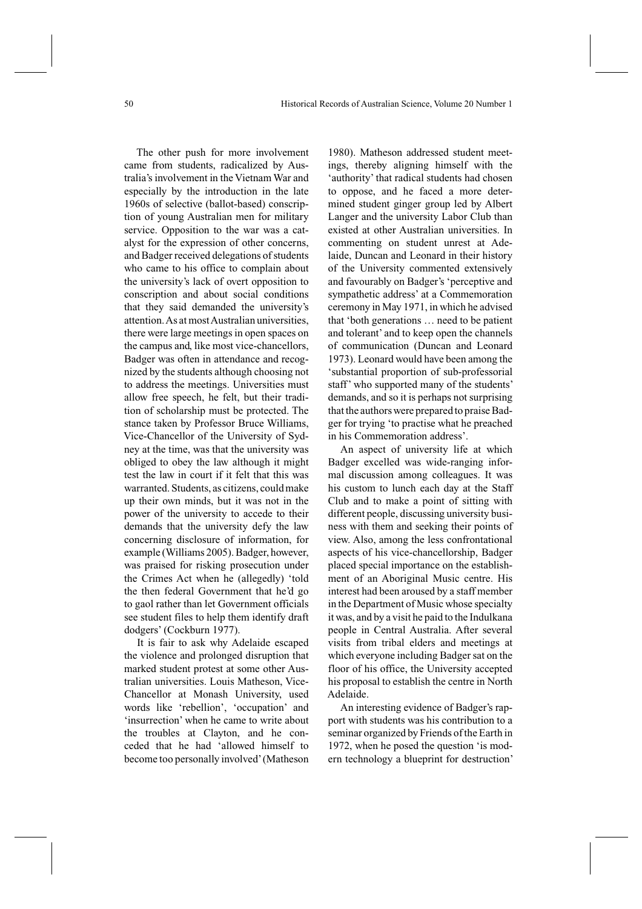The other push for more involvement came from students, radicalized by Australia's involvement in the Vietnam War and especially by the introduction in the late 1960s of selective (ballot-based) conscription of young Australian men for military service. Opposition to the war was a catalyst for the expression of other concerns, and Badger received delegations of students who came to his office to complain about the university's lack of overt opposition to conscription and about social conditions that they said demanded the university's attention. As at most Australian universities, there were large meetings in open spaces on the campus and, like most vice-chancellors, Badger was often in attendance and recognized by the students although choosing not to address the meetings. Universities must allow free speech, he felt, but their tradition of scholarship must be protected. The stance taken by Professor Bruce Williams, Vice-Chancellor of the University of Sydney at the time, was that the university was obliged to obey the law although it might test the law in court if it felt that this was warranted. Students, as citizens, could make up their own minds, but it was not in the power of the university to accede to their demands that the university defy the law concerning disclosure of information, for example (Williams 2005). Badger, however, was praised for risking prosecution under the Crimes Act when he (allegedly) 'told the then federal Government that he'd go to gaol rather than let Government officials see student files to help them identify draft dodgers' (Cockburn 1977).

It is fair to ask why Adelaide escaped the violence and prolonged disruption that marked student protest at some other Australian universities. Louis Matheson, Vice-Chancellor at Monash University, used words like 'rebellion', 'occupation' and 'insurrection' when he came to write about the troubles at Clayton, and he conceded that he had 'allowed himself to become too personally involved' (Matheson 1980). Matheson addressed student meetings, thereby aligning himself with the 'authority' that radical students had chosen to oppose, and he faced a more determined student ginger group led by Albert Langer and the university Labor Club than existed at other Australian universities. In commenting on student unrest at Adelaide, Duncan and Leonard in their history of the University commented extensively and favourably on Badger's 'perceptive and sympathetic address' at a Commemoration ceremony in May 1971, in which he advised that 'both generations … need to be patient and tolerant' and to keep open the channels of communication (Duncan and Leonard 1973). Leonard would have been among the 'substantial proportion of sub-professorial staff' who supported many of the students' demands, and so it is perhaps not surprising that the authors were prepared to praise Badger for trying 'to practise what he preached in his Commemoration address'.

An aspect of university life at which Badger excelled was wide-ranging informal discussion among colleagues. It was his custom to lunch each day at the Staff Club and to make a point of sitting with different people, discussing university business with them and seeking their points of view. Also, among the less confrontational aspects of his vice-chancellorship, Badger placed special importance on the establishment of an Aboriginal Music centre. His interest had been aroused by a staff member in the Department of Music whose specialty it was, and by a visit he paid to the Indulkana people in Central Australia. After several visits from tribal elders and meetings at which everyone including Badger sat on the floor of his office, the University accepted his proposal to establish the centre in North Adelaide.

An interesting evidence of Badger's rapport with students was his contribution to a seminar organized by Friends of the Earth in 1972, when he posed the question 'is modern technology a blueprint for destruction'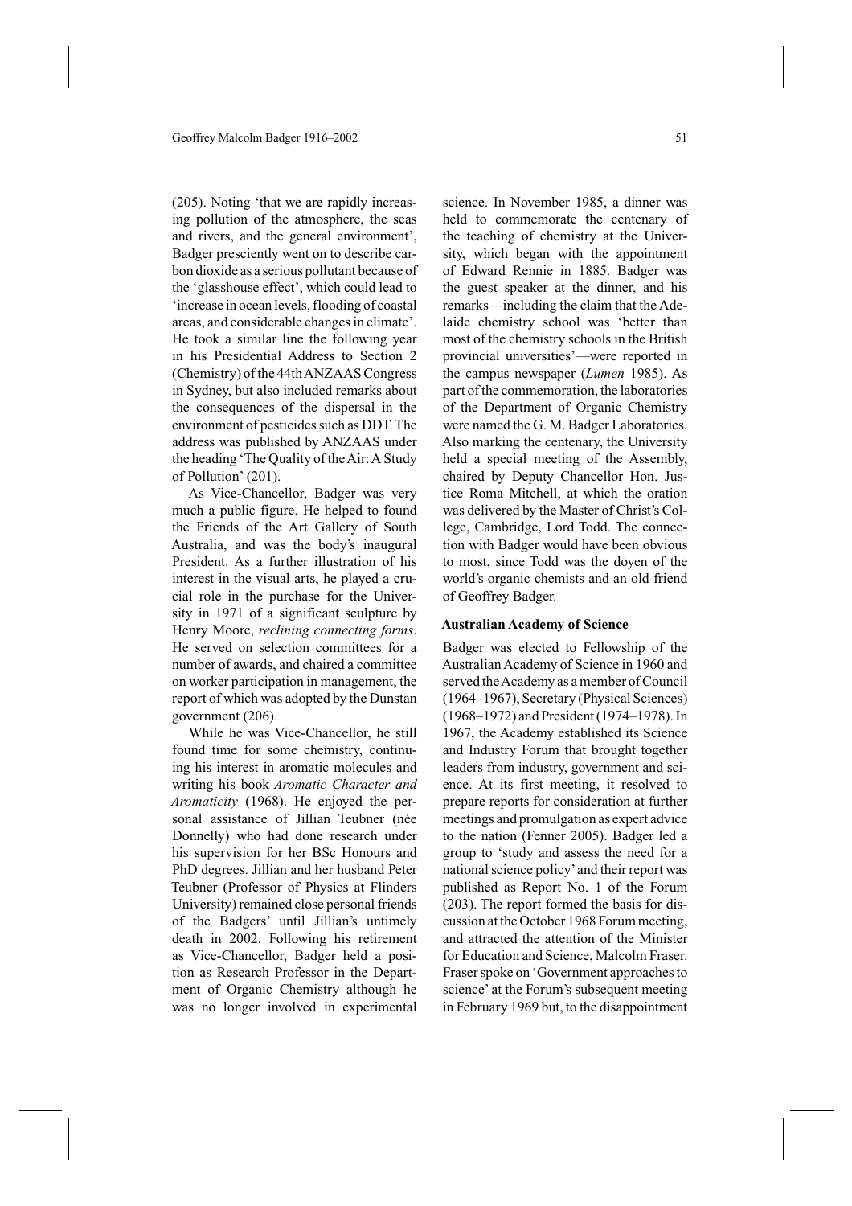(205). Noting 'that we are rapidly increasing pollution of the atmosphere, the seas and rivers, and the general environment', Badger presciently went on to describe carbon dioxide as a serious pollutant because of the 'glasshouse effect', which could lead to 'increase in ocean levels, flooding of coastal areas, and considerable changes in climate'. He took a similar line the following year in his Presidential Address to Section 2 (Chemistry) of the 44th ANZAAS Congress in Sydney, but also included remarks about the consequences of the dispersal in the environment of pesticides such as DDT. The address was published by ANZAAS under the heading 'The Quality of the Air: A Study of Pollution' (201).

As Vice-Chancellor, Badger was very much a public figure. He helped to found the Friends of the Art Gallery of South Australia, and was the body's inaugural President. As a further illustration of his interest in the visual arts, he played a crucial role in the purchase for the University in 1971 of a significant sculpture by Henry Moore, *reclining connecting forms*. He served on selection committees for a number of awards, and chaired a committee on worker participation in management, the report of which was adopted by the Dunstan government (206).

While he was Vice-Chancellor, he still found time for some chemistry, continuing his interest in aromatic molecules and writing his book *Aromatic Character and Aromaticity* (1968). He enjoyed the personal assistance of Jillian Teubner (née Donnelly) who had done research under his supervision for her BSc Honours and PhD degrees. Jillian and her husband Peter Teubner (Professor of Physics at Flinders University) remained close personal friends of the Badgers' until Jillian's untimely death in 2002. Following his retirement as Vice-Chancellor, Badger held a position as Research Professor in the Department of Organic Chemistry although he was no longer involved in experimental science. In November 1985, a dinner was held to commemorate the centenary of the teaching of chemistry at the University, which began with the appointment of Edward Rennie in 1885. Badger was the guest speaker at the dinner, and his remarks—including the claim that the Adelaide chemistry school was 'better than most of the chemistry schools in the British provincial universities'—were reported in the campus newspaper (*Lumen* 1985). As part of the commemoration, the laboratories of the Department of Organic Chemistry were named the G. M. Badger Laboratories. Also marking the centenary, the University held a special meeting of the Assembly, chaired by Deputy Chancellor Hon. Justice Roma Mitchell, at which the oration was delivered by the Master of Christ's College, Cambridge, Lord Todd. The connection with Badger would have been obvious to most, since Todd was the doyen of the world's organic chemists and an old friend of Geoffrey Badger.

### Australian Academy of Science

Badger was elected to Fellowship of the Australian Academy of Science in 1960 and served the Academy as a member of Council (1964–1967), Secretary (Physical Sciences) (1968–1972) and President (1974–1978). In 1967, the Academy established its Science and Industry Forum that brought together leaders from industry, government and science. At its first meeting, it resolved to prepare reports for consideration at further meetings and promulgation as expert advice to the nation (Fenner 2005). Badger led a group to 'study and assess the need for a national science policy' and their report was published as Report No. 1 of the Forum (203). The report formed the basis for discussion at the October 1968 Forum meeting, and attracted the attention of the Minister for Education and Science, Malcolm Fraser. Fraser spoke on 'Government approaches to science' at the Forum's subsequent meeting in February 1969 but, to the disappointment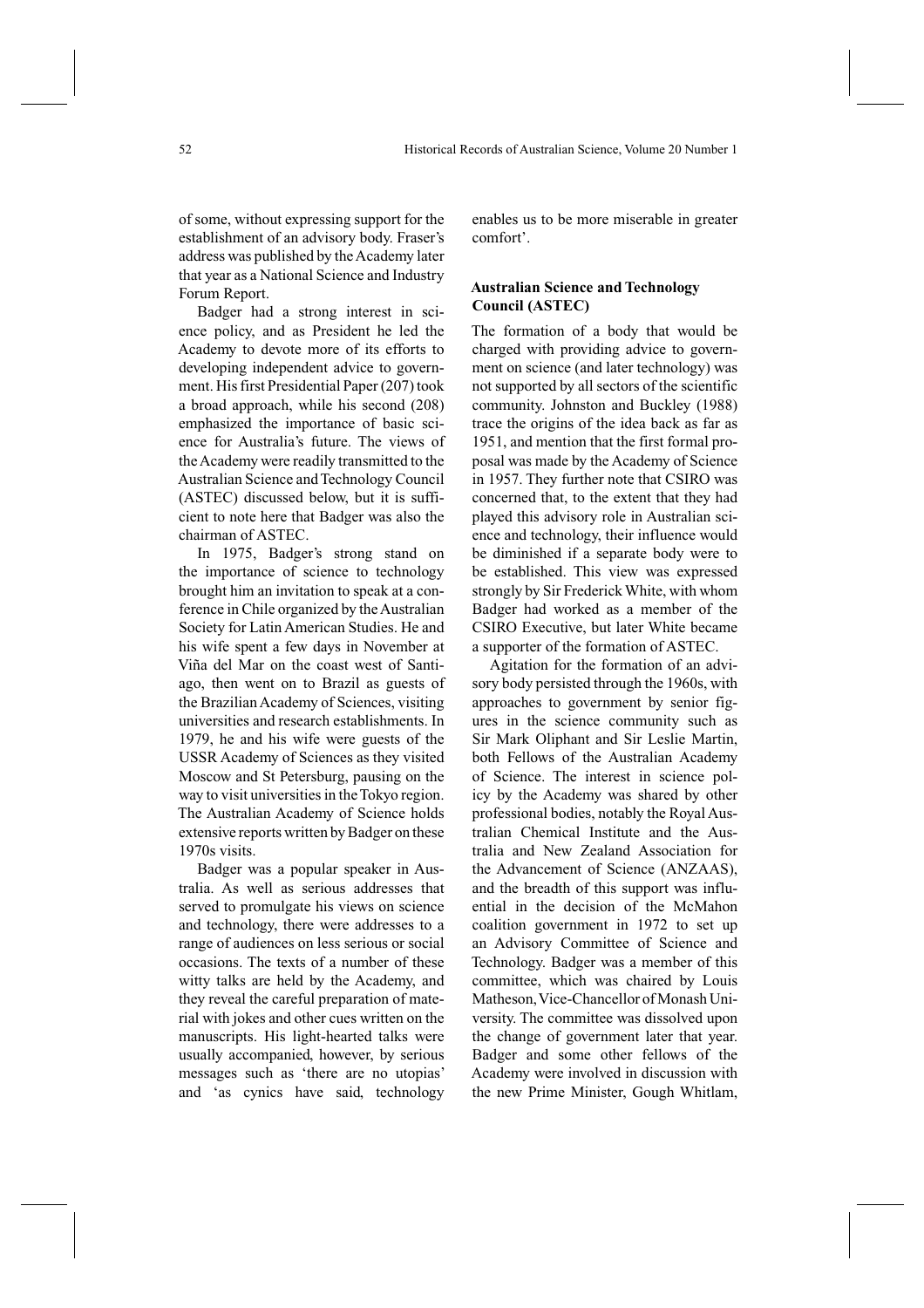of some, without expressing support for the establishment of an advisory body. Fraser's address was published by the Academy later that year as a National Science and Industry Forum Report.

Badger had a strong interest in science policy, and as President he led the Academy to devote more of its efforts to developing independent advice to government. His first Presidential Paper (207) took a broad approach, while his second (208) emphasized the importance of basic science for Australia's future. The views of the Academy were readily transmitted to the Australian Science and Technology Council (ASTEC) discussed below, but it is sufficient to note here that Badger was also the chairman of ASTEC.

In 1975, Badger's strong stand on the importance of science to technology brought him an invitation to speak at a conference in Chile organized by the Australian Society for Latin American Studies. He and his wife spent a few days in November at Viña del Mar on the coast west of Santiago, then went on to Brazil as guests of the Brazilian Academy of Sciences, visiting universities and research establishments. In 1979, he and his wife were guests of the USSR Academy of Sciences as they visited Moscow and St Petersburg, pausing on the way to visit universities in the Tokyo region. The Australian Academy of Science holds extensive reports written by Badger on these 1970s visits.

Badger was a popular speaker in Australia. As well as serious addresses that served to promulgate his views on science and technology, there were addresses to a range of audiences on less serious or social occasions. The texts of a number of these witty talks are held by the Academy, and they reveal the careful preparation of material with jokes and other cues written on the manuscripts. His light-hearted talks were usually accompanied, however, by serious messages such as 'there are no utopias' and 'as cynics have said, technology enables us to be more miserable in greater comfort'.

### Australian Science and Technology Council (ASTEC)

The formation of a body that would be charged with providing advice to government on science (and later technology) was not supported by all sectors of the scientific community. Johnston and Buckley (1988) trace the origins of the idea back as far as 1951, and mention that the first formal proposal was made by the Academy of Science in 1957. They further note that CSIRO was concerned that, to the extent that they had played this advisory role in Australian science and technology, their influence would be diminished if a separate body were to be established. This view was expressed strongly by Sir Frederick White, with whom Badger had worked as a member of the CSIRO Executive, but later White became a supporter of the formation of ASTEC.

Agitation for the formation of an advisory body persisted through the 1960s, with approaches to government by senior figures in the science community such as Sir Mark Oliphant and Sir Leslie Martin, both Fellows of the Australian Academy of Science. The interest in science policy by the Academy was shared by other professional bodies, notably the Royal Australian Chemical Institute and the Australia and New Zealand Association for the Advancement of Science (ANZAAS), and the breadth of this support was influential in the decision of the McMahon coalition government in 1972 to set up an Advisory Committee of Science and Technology. Badger was a member of this committee, which was chaired by Louis Matheson, Vice-Chancellor of Monash University. The committee was dissolved upon the change of government later that year. Badger and some other fellows of the Academy were involved in discussion with the new Prime Minister, Gough Whitlam,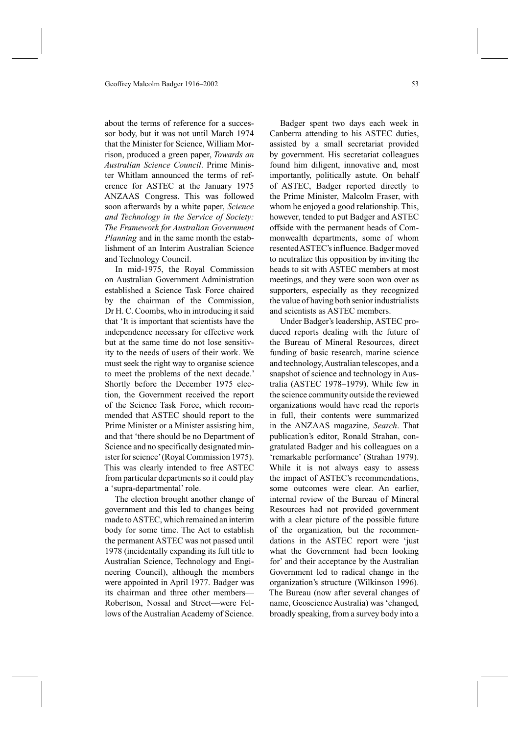about the terms of reference for a successor body, but it was not until March 1974 that the Minister for Science, William Morrison, produced a green paper, *Towards an Australian Science Council*. Prime Minister Whitlam announced the terms of reference for ASTEC at the January 1975 ANZAAS Congress. This was followed soon afterwards by a white paper, *Science and Technology in the Service of Society: The Framework for Australian Government Planning* and in the same month the establishment of an Interim Australian Science and Technology Council.

In mid-1975, the Royal Commission on Australian Government Administration established a Science Task Force chaired by the chairman of the Commission, Dr H. C. Coombs, who in introducing it said that 'It is important that scientists have the independence necessary for effective work but at the same time do not lose sensitivity to the needs of users of their work. We must seek the right way to organise science to meet the problems of the next decade.' Shortly before the December 1975 election, the Government received the report of the Science Task Force, which recommended that ASTEC should report to the Prime Minister or a Minister assisting him, and that 'there should be no Department of Science and no specifically designated minister for science' (Royal Commission 1975). This was clearly intended to free ASTEC from particular departments so it could play a 'supra-departmental' role.

The election brought another change of government and this led to changes being made to ASTEC, which remained an interim body for some time. The Act to establish the permanent ASTEC was not passed until 1978 (incidentally expanding its full title to Australian Science, Technology and Engineering Council), although the members were appointed in April 1977. Badger was its chairman and three other members—Robertson, Nossal and Street—were Fellows of the Australian Academy of Science.

Badger spent two days each week in Canberra attending to his ASTEC duties, assisted by a small secretariat provided by government. His secretariat colleagues found him diligent, innovative and, most importantly, politically astute. On behalf of ASTEC, Badger reported directly to the Prime Minister, Malcolm Fraser, with whom he enjoyed a good relationship. This, however, tended to put Badger and ASTEC offside with the permanent heads of Commonwealth departments, some of whom resented ASTEC's influence. Badger moved to neutralize this opposition by inviting the heads to sit with ASTEC members at most meetings, and they were soon won over as supporters, especially as they recognized the value of having both senior industrialists and scientists as ASTEC members.

Under Badger's leadership, ASTEC produced reports dealing with the future of the Bureau of Mineral Resources, direct funding of basic research, marine science and technology, Australian telescopes, and a snapshot of science and technology in Australia (ASTEC 1978–1979). While few in the science community outside the reviewed organizations would have read the reports in full, their contents were summarized in the ANZAAS magazine, *Search*. That publication's editor, Ronald Strahan, congratulated Badger and his colleagues on a 'remarkable performance' (Strahan 1979). While it is not always easy to assess the impact of ASTEC's recommendations, some outcomes were clear. An earlier, internal review of the Bureau of Mineral Resources had not provided government with a clear picture of the possible future of the organization, but the recommendations in the ASTEC report were 'just what the Government had been looking for' and their acceptance by the Australian Government led to radical change in the organization's structure (Wilkinson 1996). The Bureau (now after several changes of name, Geoscience Australia) was 'changed, broadly speaking, from a survey body into a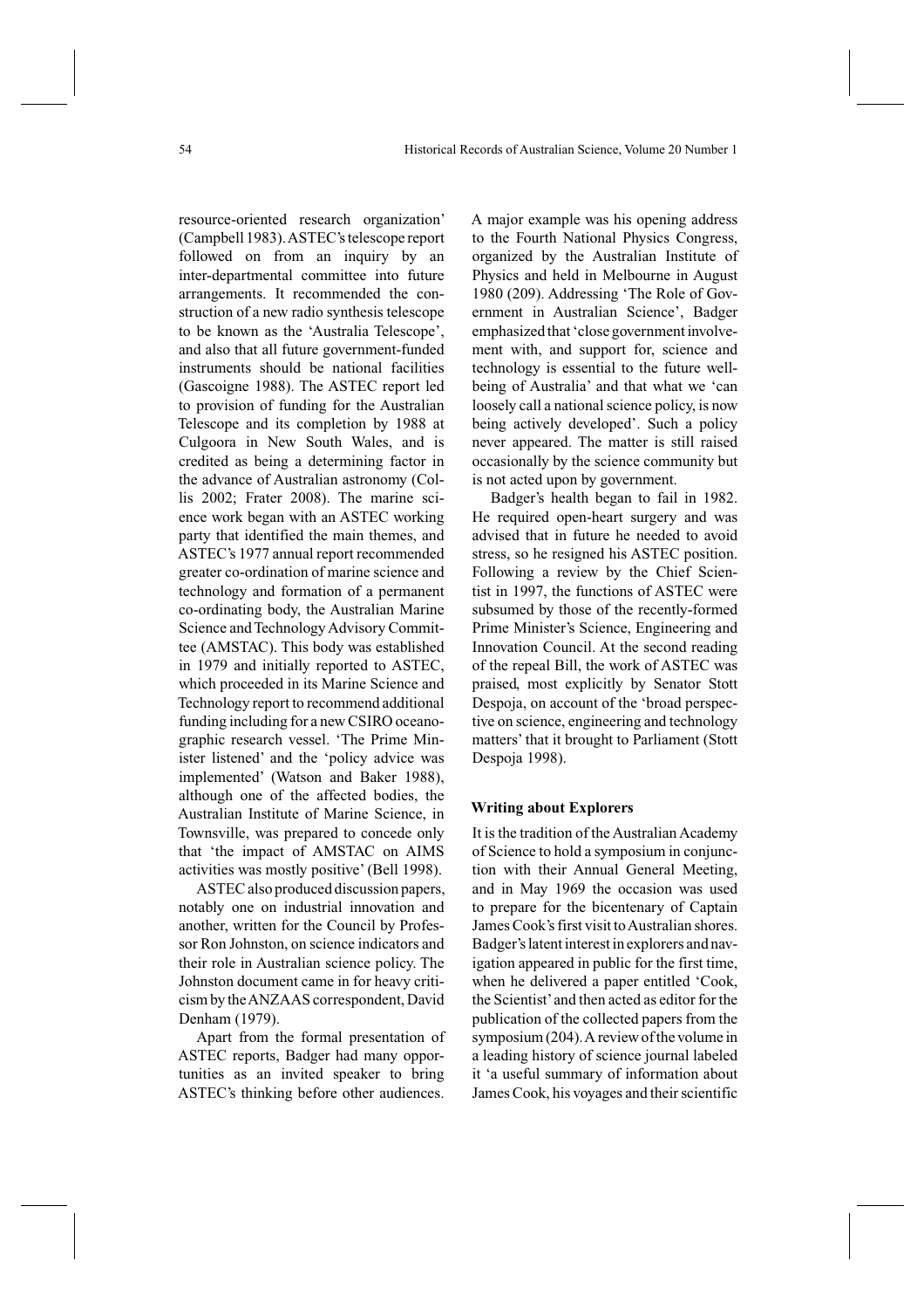resource-oriented research organization' (Campbell 1983). ASTEC's telescope report followed on from an inquiry by an inter-departmental committee into future arrangements. It recommended the construction of a new radio synthesis telescope to be known as the 'Australia Telescope', and also that all future government-funded instruments should be national facilities (Gascoigne 1988). The ASTEC report led to provision of funding for the Australian Telescope and its completion by 1988 at Culgoora in New South Wales, and is credited as being a determining factor in the advance of Australian astronomy (Collis 2002; Frater 2008). The marine science work began with an ASTEC working party that identified the main themes, and ASTEC's 1977 annual report recommended greater co-ordination of marine science and technology and formation of a permanent co-ordinating body, the Australian Marine Science and Technology Advisory Committee (AMSTAC). This body was established in 1979 and initially reported to ASTEC, which proceeded in its Marine Science and Technology report to recommend additional funding including for a new CSIRO oceanographic research vessel. 'The Prime Minister listened' and the 'policy advice was implemented' (Watson and Baker 1988), although one of the affected bodies, the Australian Institute of Marine Science, in Townsville, was prepared to concede only that 'the impact of AMSTAC on AIMS activities was mostly positive' (Bell 1998).

ASTEC also produced discussion papers, notably one on industrial innovation and another, written for the Council by Professor Ron Johnston, on science indicators and their role in Australian science policy. The Johnston document came in for heavy criticism by the ANZAAS correspondent, David Denham (1979).

Apart from the formal presentation of ASTEC reports, Badger had many opportunities as an invited speaker to bring ASTEC's thinking before other audiences. A major example was his opening address to the Fourth National Physics Congress, organized by the Australian Institute of Physics and held in Melbourne in August 1980 (209). Addressing 'The Role of Government in Australian Science', Badger emphasized that 'close government involvement with, and support for, science and technology is essential to the future well-being of Australia' and that what we 'can loosely call a national science policy, is now being actively developed'. Such a policy never appeared. The matter is still raised occasionally by the science community but is not acted upon by government.

Badger's health began to fail in 1982. He required open-heart surgery and was advised that in future he needed to avoid stress, so he resigned his ASTEC position. Following a review by the Chief Scientist in 1997, the functions of ASTEC were subsumed by those of the recently-formed Prime Minister's Science, Engineering and Innovation Council. At the second reading of the repeal Bill, the work of ASTEC was praised, most explicitly by Senator Stott Despoja, on account of the 'broad perspective on science, engineering and technology matters' that it brought to Parliament (Stott Despoja 1998).

### Writing about Explorers

It is the tradition of the Australian Academy of Science to hold a symposium in conjunction with their Annual General Meeting, and in May 1969 the occasion was used to prepare for the bicentenary of Captain James Cook's first visit to Australian shores. Badger's latent interest in explorers and navigation appeared in public for the first time, when he delivered a paper entitled 'Cook, the Scientist' and then acted as editor for the publication of the collected papers from the symposium (204). A review of the volume in a leading history of science journal labeled it 'a useful summary of information about James Cook, his voyages and their scientific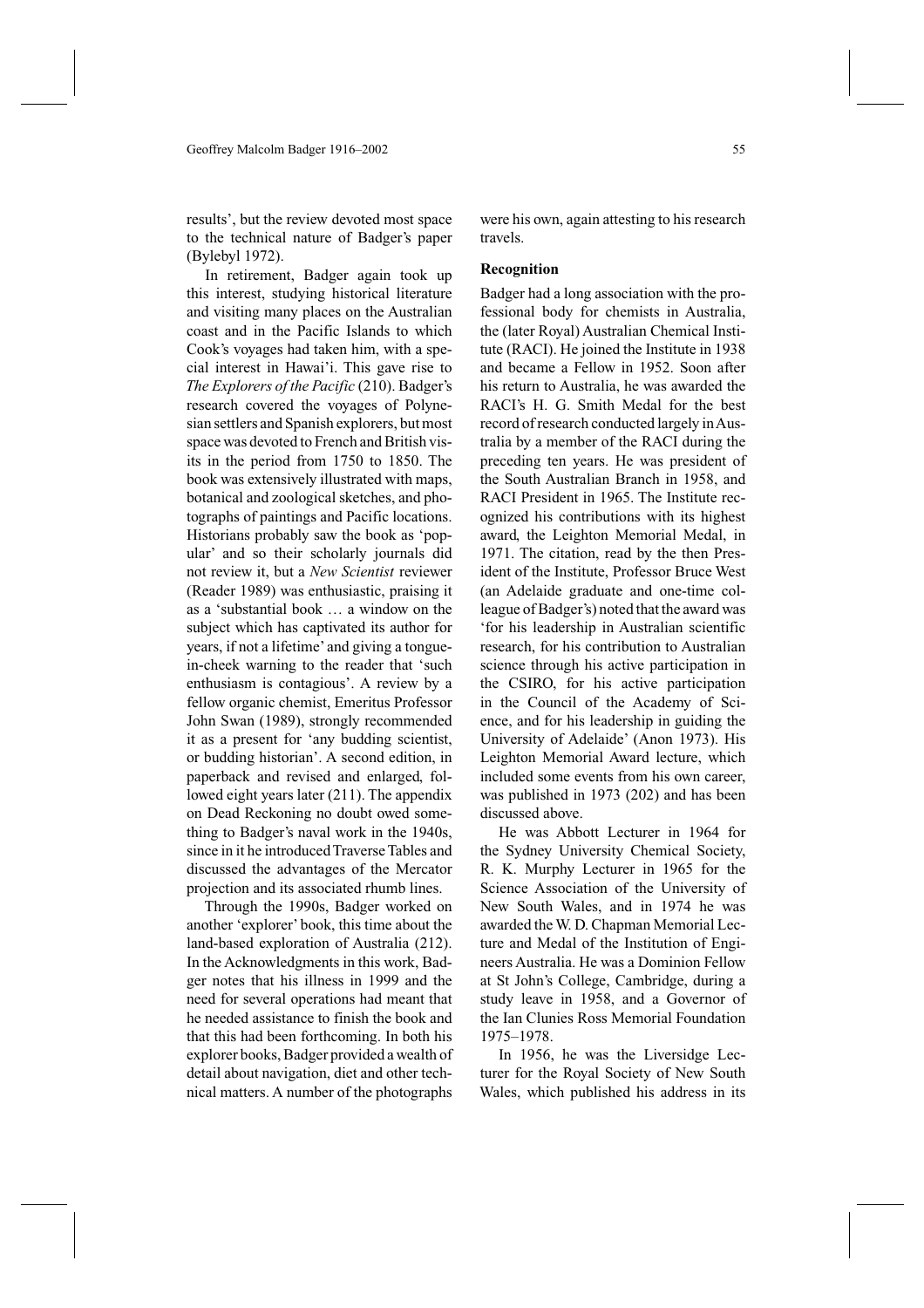results', but the review devoted most space to the technical nature of Badger's paper (Bylebyl 1972).

In retirement, Badger again took up this interest, studying historical literature and visiting many places on the Australian coast and in the Pacific Islands to which Cook's voyages had taken him, with a special interest in Hawai'i. This gave rise to *The Explorers of the Pacific* (210). Badger's research covered the voyages of Polynesian settlers and Spanish explorers, but most space was devoted to French and British visits in the period from 1750 to 1850. The book was extensively illustrated with maps, botanical and zoological sketches, and photographs of paintings and Pacific locations. Historians probably saw the book as 'popular' and so their scholarly journals did not review it, but a *New Scientist* reviewer (Reader 1989) was enthusiastic, praising it as a 'substantial book … a window on the subject which has captivated its author for years, if not a lifetime' and giving a tongue-in-cheek warning to the reader that 'such enthusiasm is contagious'. A review by a fellow organic chemist, Emeritus Professor John Swan (1989), strongly recommended it as a present for 'any budding scientist, or budding historian'. A second edition, in paperback and revised and enlarged, followed eight years later (211). The appendix on Dead Reckoning no doubt owed something to Badger's naval work in the 1940s, since in it he introduced Traverse Tables and discussed the advantages of the Mercator projection and its associated rhumb lines.

Through the 1990s, Badger worked on another 'explorer' book, this time about the land-based exploration of Australia (212). In the Acknowledgments in this work, Badger notes that his illness in 1999 and the need for several operations had meant that he needed assistance to finish the book and that this had been forthcoming. In both his explorer books, Badger provided a wealth of detail about navigation, diet and other technical matters. A number of the photographs were his own, again attesting to his research travels.

## Recognition

Badger had a long association with the professional body for chemists in Australia, the (later Royal) Australian Chemical Institute (RACI). He joined the Institute in 1938 and became a Fellow in 1952. Soon after his return to Australia, he was awarded the RACI's H. G. Smith Medal for the best record of research conducted largely in Australia by a member of the RACI during the preceding ten years. He was president of the South Australian Branch in 1958, and RACI President in 1965. The Institute recognized his contributions with its highest award, the Leighton Memorial Medal, in 1971. The citation, read by the then President of the Institute, Professor Bruce West (an Adelaide graduate and one-time colleague of Badger's) noted that the award was 'for his leadership in Australian scientific research, for his contribution to Australian science through his active participation in the CSIRO, for his active participation in the Council of the Academy of Science, and for his leadership in guiding the University of Adelaide' (Anon 1973). His Leighton Memorial Award lecture, which included some events from his own career, was published in 1973 (202) and has been discussed above.

He was Abbott Lecturer in 1964 for the Sydney University Chemical Society, R. K. Murphy Lecturer in 1965 for the Science Association of the University of New South Wales, and in 1974 he was awarded the W. D. Chapman Memorial Lecture and Medal of the Institution of Engineers Australia. He was a Dominion Fellow at St John's College, Cambridge, during a study leave in 1958, and a Governor of the Ian Clunies Ross Memorial Foundation 1975–1978.

In 1956, he was the Liversidge Lecturer for the Royal Society of New South Wales, which published his address in its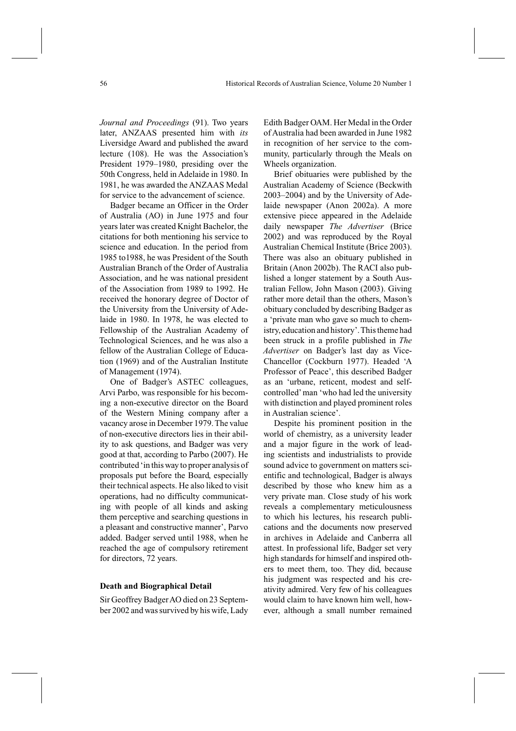*Journal and Proceedings* (91). Two years later, ANZAAS presented him with *its* Liversidge Award and published the award lecture (108). He was the Association's President 1979–1980, presiding over the 50th Congress, held in Adelaide in 1980. In 1981, he was awarded the ANZAAS Medal for service to the advancement of science.

Badger became an Officer in the Order of Australia (AO) in June 1975 and four years later was created Knight Bachelor, the citations for both mentioning his service to science and education. In the period from 1985 to1988, he was President of the South Australian Branch of the Order of Australia Association, and he was national president of the Association from 1989 to 1992. He received the honorary degree of Doctor of the University from the University of Adelaide in 1980. In 1978, he was elected to Fellowship of the Australian Academy of Technological Sciences, and he was also a fellow of the Australian College of Education (1969) and of the Australian Institute of Management (1974).

One of Badger's ASTEC colleagues, Arvi Parbo, was responsible for his becoming a non-executive director on the Board of the Western Mining company after a vacancy arose in December 1979. The value of non-executive directors lies in their ability to ask questions, and Badger was very good at that, according to Parbo (2007). He contributed 'in this way to proper analysis of proposals put before the Board, especially their technical aspects. He also liked to visit operations, had no difficulty communicating with people of all kinds and asking them perceptive and searching questions in a pleasant and constructive manner', Parvo added. Badger served until 1988, when he reached the age of compulsory retirement for directors, 72 years.

### Death and Biographical Detail

Sir Geoffrey Badger AO died on 23 September 2002 and was survived by his wife, Lady Edith Badger OAM. Her Medal in the Order of Australia had been awarded in June 1982 in recognition of her service to the community, particularly through the Meals on Wheels organization.

Brief obituaries were published by the Australian Academy of Science (Beckwith 2003–2004) and by the University of Adelaide newspaper (Anon 2002a). A more extensive piece appeared in the Adelaide daily newspaper *The Advertiser* (Brice 2002) and was reproduced by the Royal Australian Chemical Institute (Brice 2003). There was also an obituary published in Britain (Anon 2002b). The RACI also published a longer statement by a South Australian Fellow, John Mason (2003). Giving rather more detail than the others, Mason's obituary concluded by describing Badger as a 'private man who gave so much to chemistry, education and history'. This theme had been struck in a profile published in *The Advertiser* on Badger's last day as Vice-Chancellor (Cockburn 1977). Headed 'A Professor of Peace', this described Badger as an 'urbane, reticent, modest and self-controlled' man 'who had led the university with distinction and played prominent roles in Australian science'.

Despite his prominent position in the world of chemistry, as a university leader and a major figure in the work of leading scientists and industrialists to provide sound advice to government on matters scientific and technological, Badger is always described by those who knew him as a very private man. Close study of his work reveals a complementary meticulousness to which his lectures, his research publications and the documents now preserved in archives in Adelaide and Canberra all attest. In professional life, Badger set very high standards for himself and inspired others to meet them, too. They did, because his judgment was respected and his creativity admired. Very few of his colleagues would claim to have known him well, however, although a small number remained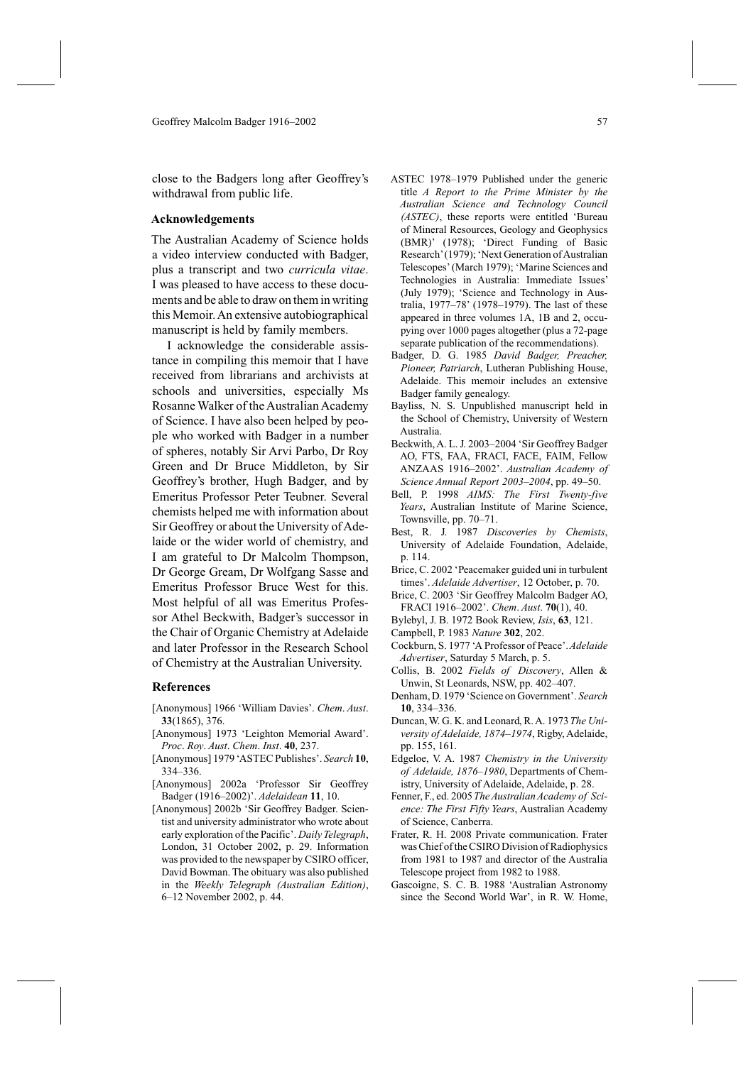close to the Badgers long after Geoffrey's withdrawal from public life.

### Acknowledgements

The Australian Academy of Science holds a video interview conducted with Badger, plus a transcript and two *curricula vitae*. I was pleased to have access to these documents and be able to draw on them in writing this Memoir. An extensive autobiographical manuscript is held by family members.

I acknowledge the considerable assistance in compiling this memoir that I have received from librarians and archivists at schools and universities, especially Ms Rosanne Walker of the Australian Academy of Science. I have also been helped by people who worked with Badger in a number of spheres, notably Sir Arvi Parbo, Dr Roy Green and Dr Bruce Middleton, by Sir Geoffrey's brother, Hugh Badger, and by Emeritus Professor Peter Teubner. Several chemists helped me with information about Sir Geoffrey or about the University of Adelaide or the wider world of chemistry, and I am grateful to Dr Malcolm Thompson, Dr George Gream, Dr Wolfgang Sasse and Emeritus Professor Bruce West for this. Most helpful of all was Emeritus Professor Athel Beckwith, Badger's successor in the Chair of Organic Chemistry at Adelaide and later Professor in the Research School of Chemistry at the Australian University.

### References

[Anonymous] 1966 'William Davies'. *Chem. Aust.* **33**(1865), 376.

[Anonymous] 1973 'Leighton Memorial Award'. *Proc. Roy. Aust. Chem. Inst.* **40**, 237.

[Anonymous] 1979 'ASTEC Publishes'. *Search* **10**, 334–336.

[Anonymous] 2002a 'Professor Sir Geoffrey Badger (1916–2002)'. *Adelaidean* **11**, 10.

[Anonymous] 2002b 'Sir Geoffrey Badger. Scientist and university administrator who wrote about early exploration of the Pacific'. *Daily Telegraph*, London, 31 October 2002, p. 29. Information was provided to the newspaper by CSIRO officer, David Bowman. The obituary was also published in the *Weekly Telegraph (Australian Edition)*, 6–12 November 2002, p. 44.

ASTEC 1978–1979 Published under the generic title *A Report to the Prime Minister by the Australian Science and Technology Council (ASTEC)*, these reports were entitled 'Bureau of Mineral Resources, Geology and Geophysics (BMR)' (1978); 'Direct Funding of Basic Research' (1979); 'Next Generation of Australian Telescopes' (March 1979); 'Marine Sciences and Technologies in Australia: Immediate Issues' (July 1979); 'Science and Technology in Australia, 1977–78' (1978–1979). The last of these appeared in three volumes 1A, 1B and 2, occupying over 1000 pages altogether (plus a 72-page separate publication of the recommendations).

Badger, D. G. 1985 *David Badger, Preacher, Pioneer, Patriarch*, Lutheran Publishing House, Adelaide. This memoir includes an extensive Badger family genealogy.

Bayliss, N. S. Unpublished manuscript held in the School of Chemistry, University of Western Australia.

Beckwith, A. L. J. 2003–2004 'Sir Geoffrey Badger AO, FTS, FAA, FRACI, FACE, FAIM, Fellow ANZAAS 1916–2002'. *Australian Academy of Science Annual Report 2003–2004*, pp. 49–50.

Bell, P. 1998 *AIMS: The First Twenty-five Years*, Australian Institute of Marine Science, Townsville, pp. 70–71.

Best, R. J. 1987 *Discoveries by Chemists*, University of Adelaide Foundation, Adelaide, p. 114.

Brice, C. 2002 'Peacemaker guided uni in turbulent times'. *Adelaide Advertiser*, 12 October, p. 70.

Brice, C. 2003 'Sir Geoffrey Malcolm Badger AO, FRACI 1916–2002'. *Chem. Aust.* **70**(1), 40.

Bylebyl, J. B. 1972 Book Review, *Isis*, **63**, 121.

Campbell, P. 1983 *Nature* **302**, 202.

Cockburn, S. 1977 'A Professor of Peace'. *Adelaide Advertiser*, Saturday 5 March, p. 5.

Collis, B. 2002 *Fields of Discovery*, Allen & Unwin, St Leonards, NSW, pp. 402–407.

Denham, D. 1979 'Science on Government'. *Search* **10**, 334–336.

Duncan, W. G. K. and Leonard, R. A. 1973 *The University of Adelaide, 1874–1974*, Rigby, Adelaide, pp. 155, 161.

Edgeloe, V. A. 1987 *Chemistry in the University of Adelaide, 1876–1980*, Departments of Chemistry, University of Adelaide, Adelaide, p. 28.

Fenner, F., ed. 2005 *The Australian Academy of Science: The First Fifty Years*, Australian Academy of Science, Canberra.

Frater, R. H. 2008 Private communication. Frater was Chief of the CSIRO Division of Radiophysics from 1981 to 1987 and director of the Australia Telescope project from 1982 to 1988.

Gascoigne, S. C. B. 1988 'Australian Astronomy since the Second World War', in R. W. Home,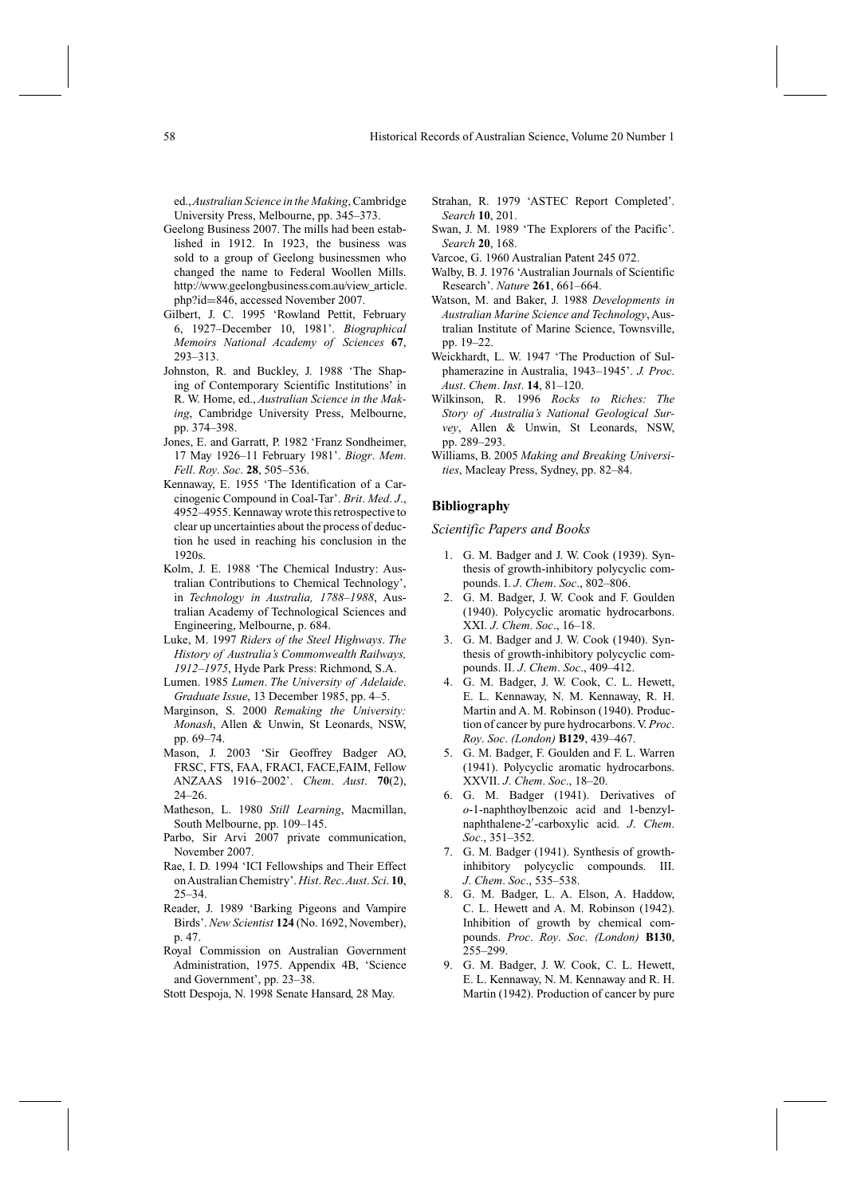ed., *Australian Science in the Making*, Cambridge University Press, Melbourne, pp. 345–373.

Geelong Business 2007. The mills had been established in 1912. In 1923, the business was sold to a group of Geelong businessmen who changed the name to Federal Woollen Mills. http://www.geelongbusiness.com.au/view_article.php?id=846, accessed November 2007.

Gilbert, J. C. 1995 'Rowland Pettit, February 6, 1927–December 10, 1981'. *Biographical Memoirs National Academy of Sciences* **67**, 293–313.

Johnston, R. and Buckley, J. 1988 'The Shaping of Contemporary Scientific Institutions' in R. W. Home, ed., *Australian Science in the Making*, Cambridge University Press, Melbourne, pp. 374–398.

Jones, E. and Garratt, P. 1982 'Franz Sondheimer, 17 May 1926–11 February 1981'. *Biogr. Mem. Fell. Roy. Soc.* **28**, 505–536.

Kennaway, E. 1955 'The Identification of a Carcinogenic Compound in Coal-Tar'. *Brit. Med. J.*, 4952–4955. Kennaway wrote this retrospective to clear up uncertainties about the process of deduction he used in reaching his conclusion in the 1920s.

Kolm, J. E. 1988 'The Chemical Industry: Australian Contributions to Chemical Technology', in *Technology in Australia, 1788–1988*, Australian Academy of Technological Sciences and Engineering, Melbourne, p. 684.

Luke, M. 1997 *Riders of the Steel Highways. The History of Australia's Commonwealth Railways, 1912–1975*, Hyde Park Press: Richmond, S.A.

Lumen. 1985 *Lumen. The University of Adelaide. Graduate Issue*, 13 December 1985, pp. 4–5.

Marginson, S. 2000 *Remaking the University: Monash*, Allen & Unwin, St Leonards, NSW, pp. 69–74.

Mason, J. 2003 'Sir Geoffrey Badger AO, FRSC, FTS, FAA, FRACI, FACE,FAIM, Fellow ANZAAS 1916–2002'. *Chem. Aust.* **70**(2), 24–26.

Matheson, L. 1980 *Still Learning*, Macmillan, South Melbourne, pp. 109–145.

Parbo, Sir Arvi 2007 private communication, November 2007.

Rae, I. D. 1994 'ICI Fellowships and Their Effect on Australian Chemistry'. *Hist. Rec. Aust. Sci.* **10**, 25–34.

Reader, J. 1989 'Barking Pigeons and Vampire Birds'. *New Scientist* **124** (No. 1692, November), p. 47.

Royal Commission on Australian Government Administration, 1975. Appendix 4B, 'Science and Government', pp. 23–38.

Stott Despoja, N. 1998 Senate Hansard, 28 May.

Strahan, R. 1979 'ASTEC Report Completed'. *Search* **10**, 201.

Swan, J. M. 1989 'The Explorers of the Pacific'. *Search* **20**, 168.

Varcoe, G. 1960 Australian Patent 245 072.

Walby, B. J. 1976 'Australian Journals of Scientific Research'. *Nature* **261**, 661–664.

Watson, M. and Baker, J. 1988 *Developments in Australian Marine Science and Technology*, Australian Institute of Marine Science, Townsville, pp. 19–22.

Weickhardt, L. W. 1947 'The Production of Sulphamerazine in Australia, 1943–1945'. *J. Proc. Aust. Chem. Inst.* **14**, 81–120.

Wilkinson, R. 1996 *Rocks to Riches: The Story of Australia's National Geological Survey*, Allen & Unwin, St Leonards, NSW, pp. 289–293.

Williams, B. 2005 *Making and Breaking Universities*, Macleay Press, Sydney, pp. 82–84.

## Bibliography

### *Scientific Papers and Books*

1. G. M. Badger and J. W. Cook (1939). Synthesis of growth-inhibitory polycyclic compounds. I. *J. Chem. Soc.*, 802–806.
2. G. M. Badger, J. W. Cook and F. Goulden (1940). Polycyclic aromatic hydrocarbons. XXI. *J. Chem. Soc.*, 16–18.
3. G. M. Badger and J. W. Cook (1940). Synthesis of growth-inhibitory polycyclic compounds. II. *J. Chem. Soc.*, 409–412.
4. G. M. Badger, J. W. Cook, C. L. Hewett, E. L. Kennaway, N. M. Kennaway, R. H. Martin and A. M. Robinson (1940). Production of cancer by pure hydrocarbons. V. *Proc. Roy. Soc. (London)* **B129**, 439–467.
5. G. M. Badger, F. Goulden and F. L. Warren (1941). Polycyclic aromatic hydrocarbons. XXVII. *J. Chem. Soc.*, 18–20.
6. G. M. Badger (1941). Derivatives of *o*-1-naphthoylbenzoic acid and 1-benzylnaphthalene-2′-carboxylic acid. *J. Chem. Soc.*, 351–352.
7. G. M. Badger (1941). Synthesis of growth-inhibitory polycyclic compounds. III. *J. Chem. Soc.*, 535–538.
8. G. M. Badger, L. A. Elson, A. Haddow, C. L. Hewett and A. M. Robinson (1942). Inhibition of growth by chemical compounds. *Proc. Roy. Soc. (London)* **B130**, 255–299.
9. G. M. Badger, J. W. Cook, C. L. Hewett, E. L. Kennaway, N. M. Kennaway and R. H. Martin (1942). Production of cancer by pure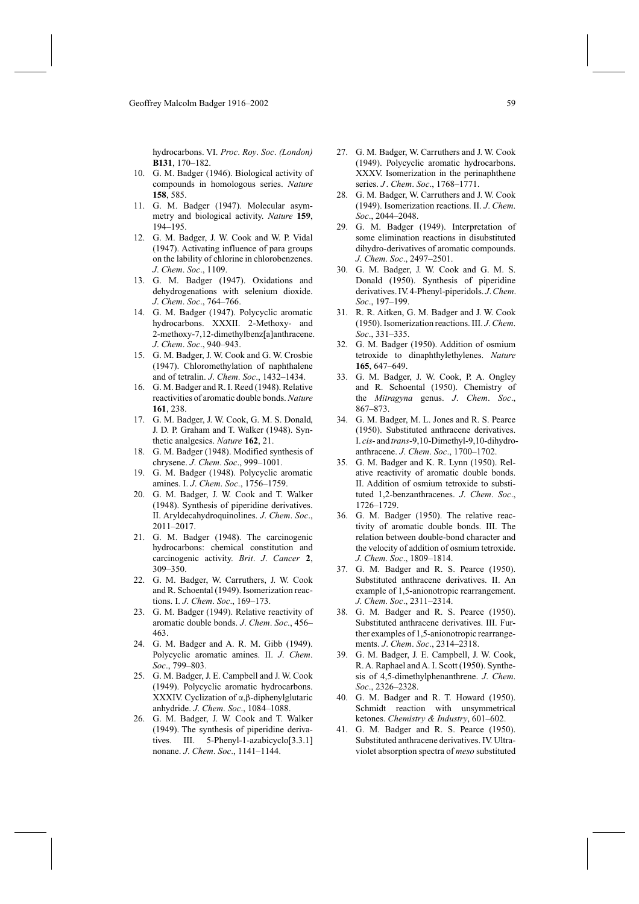hydrocarbons. VI. *Proc. Roy. Soc. (London)* **B131**, 170–182.

10. G. M. Badger (1946). Biological activity of compounds in homologous series. *Nature* **158**, 585.
11. G. M. Badger (1947). Molecular asymmetry and biological activity. *Nature* **159**, 194–195.
12. G. M. Badger, J. W. Cook and W. P. Vidal (1947). Activating influence of para groups on the lability of chlorine in chlorobenzenes. *J. Chem. Soc.*, 1109.
13. G. M. Badger (1947). Oxidations and dehydrogenations with selenium dioxide. *J. Chem. Soc.*, 764–766.
14. G. M. Badger (1947). Polycyclic aromatic hydrocarbons. XXXII. 2-Methoxy- and 2-methoxy-7,12-dimethylbenz[a]anthracene. *J. Chem. Soc.*, 940–943.
15. G. M. Badger, J. W. Cook and G. W. Crosbie (1947). Chloromethylation of naphthalene and of tetralin. *J. Chem. Soc.*, 1432–1434.
16. G. M. Badger and R. I. Reed (1948). Relative reactivities of aromatic double bonds. *Nature* **161**, 238.
17. G. M. Badger, J. W. Cook, G. M. S. Donald, J. D. P. Graham and T. Walker (1948). Synthetic analgesics. *Nature* **162**, 21.
18. G. M. Badger (1948). Modified synthesis of chrysene. *J. Chem. Soc.*, 999–1001.
19. G. M. Badger (1948). Polycyclic aromatic amines. I. *J. Chem. Soc.*, 1756–1759.
20. G. M. Badger, J. W. Cook and T. Walker (1948). Synthesis of piperidine derivatives. II. Aryldecahydroquinolines. *J. Chem. Soc.*, 2011–2017.
21. G. M. Badger (1948). The carcinogenic hydrocarbons: chemical constitution and carcinogenic activity. *Brit. J. Cancer* **2**, 309–350.
22. G. M. Badger, W. Carruthers, J. W. Cook and R. Schoental (1949). Isomerization reactions. I. *J. Chem. Soc.*, 169–173.
23. G. M. Badger (1949). Relative reactivity of aromatic double bonds. *J. Chem. Soc.*, 456–463.
24. G. M. Badger and A. R. M. Gibb (1949). Polycyclic aromatic amines. II. *J. Chem. Soc.*, 799–803.
25. G. M. Badger, J. E. Campbell and J. W. Cook (1949). Polycyclic aromatic hydrocarbons. XXXIV. Cyclization of $\alpha,\beta$-diphenylglutaric anhydride. *J. Chem. Soc.*, 1084–1088.
26. G. M. Badger, J. W. Cook and T. Walker (1949). The synthesis of piperidine derivatives. III. 5-Phenyl-1-azabicyclo[3.3.1] nonane. *J. Chem. Soc.*, 1141–1144.
27. G. M. Badger, W. Carruthers and J. W. Cook (1949). Polycyclic aromatic hydrocarbons. XXXV. Isomerization in the perinaphthene series. *J. Chem. Soc.*, 1768–1771.
28. G. M. Badger, W. Carruthers and J. W. Cook (1949). Isomerization reactions. II. *J. Chem. Soc.*, 2044–2048.
29. G. M. Badger (1949). Interpretation of some elimination reactions in disubstituted dihydro-derivatives of aromatic compounds. *J. Chem. Soc.*, 2497–2501.
30. G. M. Badger, J. W. Cook and G. M. S. Donald (1950). Synthesis of piperidine derivatives. IV. 4-Phenyl-piperidols. *J. Chem. Soc.*, 197–199.
31. R. R. Aitken, G. M. Badger and J. W. Cook (1950). Isomerization reactions. III. *J. Chem. Soc.*, 331–335.
32. G. M. Badger (1950). Addition of osmium tetroxide to dinaphthylethylenes. *Nature* **165**, 647–649.
33. G. M. Badger, J. W. Cook, P. A. Ongley and R. Schoental (1950). Chemistry of the *Mitragyna* genus. *J. Chem. Soc.*, 867–873.
34. G. M. Badger, M. L. Jones and R. S. Pearce (1950). Substituted anthracene derivatives. I. *cis*- and *trans*-9,10-Dimethyl-9,10-dihydroanthracene. *J. Chem. Soc.*, 1700–1702.
35. G. M. Badger and K. R. Lynn (1950). Relative reactivity of aromatic double bonds. II. Addition of osmium tetroxide to substituted 1,2-benzanthracenes. *J. Chem. Soc.*, 1726–1729.
36. G. M. Badger (1950). The relative reactivity of aromatic double bonds. III. The relation between double-bond character and the velocity of addition of osmium tetroxide. *J. Chem. Soc.*, 1809–1814.
37. G. M. Badger and R. S. Pearce (1950). Substituted anthracene derivatives. II. An example of 1,5-anionotropic rearrangement. *J. Chem. Soc.*, 2311–2314.
38. G. M. Badger and R. S. Pearce (1950). Substituted anthracene derivatives. III. Further examples of 1,5-anionotropic rearrangements. *J. Chem. Soc.*, 2314–2318.
39. G. M. Badger, J. E. Campbell, J. W. Cook, R. A. Raphael and A. I. Scott (1950). Synthesis of 4,5-dimethylphenanthrene. *J. Chem. Soc.*, 2326–2328.
40. G. M. Badger and R. T. Howard (1950). Schmidt reaction with unsymmetrical ketones. *Chemistry & Industry*, 601–602.
41. G. M. Badger and R. S. Pearce (1950). Substituted anthracene derivatives. IV. Ultraviolet absorption spectra of *meso* substituted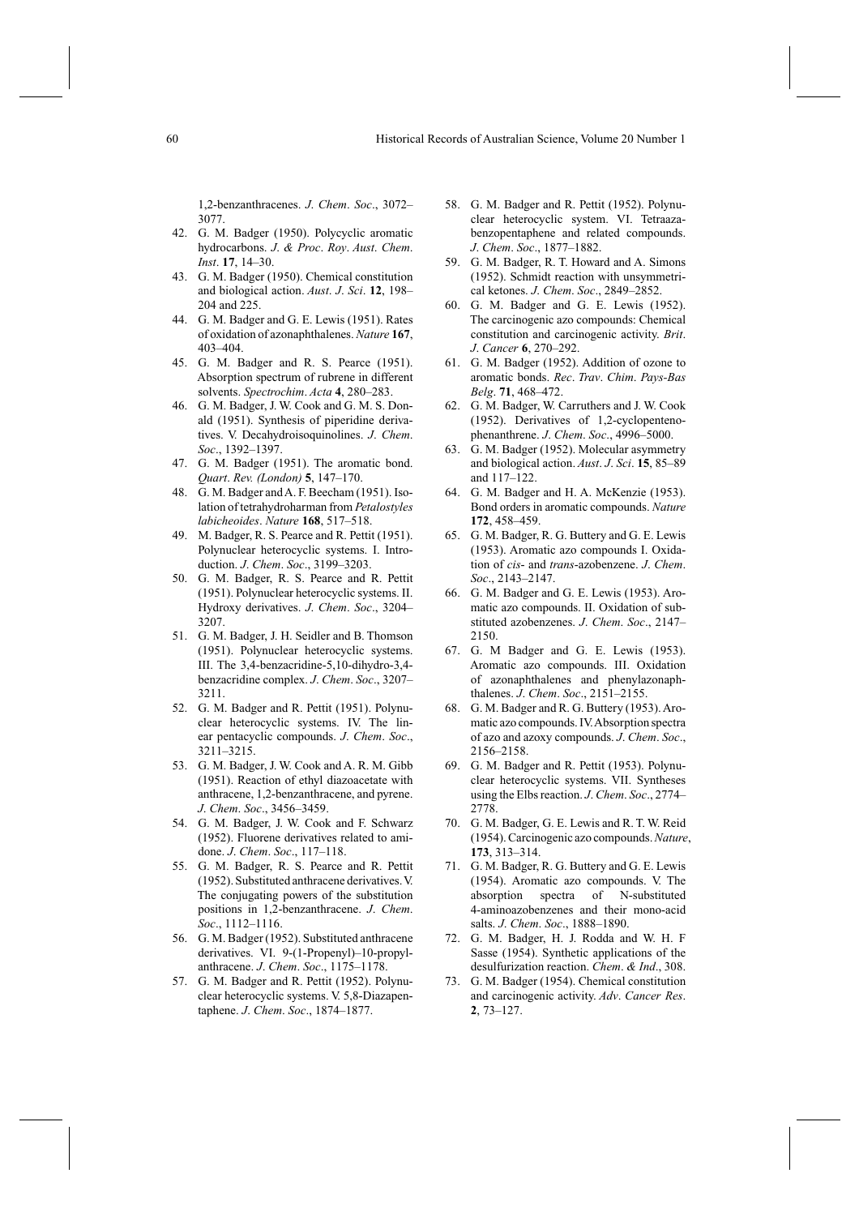1,2-benzanthracenes. *J. Chem. Soc.*, 3072–3077.

42. G. M. Badger (1950). Polycyclic aromatic hydrocarbons. *J. & Proc. Roy. Aust. Chem. Inst.* **17**, 14–30.
43. G. M. Badger (1950). Chemical constitution and biological action. *Aust. J. Sci.* **12**, 198–204 and 225.
44. G. M. Badger and G. E. Lewis (1951). Rates of oxidation of azonaphthalenes. *Nature* **167**, 403–404.
45. G. M. Badger and R. S. Pearce (1951). Absorption spectrum of rubrene in different solvents. *Spectrochim. Acta* **4**, 280–283.
46. G. M. Badger, J. W. Cook and G. M. S. Donald (1951). Synthesis of piperidine derivatives. V. Decahydroisoquinolines. *J. Chem. Soc.*, 1392–1397.
47. G. M. Badger (1951). The aromatic bond. *Quart. Rev. (London)* **5**, 147–170.
48. G. M. Badger and A. F. Beecham (1951). Isolation of tetrahydroharman from *Petalostyles labicheoides*. *Nature* **168**, 517–518.
49. M. Badger, R. S. Pearce and R. Pettit (1951). Polynuclear heterocyclic systems. I. Introduction. *J. Chem. Soc.*, 3199–3203.
50. G. M. Badger, R. S. Pearce and R. Pettit (1951). Polynuclear heterocyclic systems. II. Hydroxy derivatives. *J. Chem. Soc.*, 3204–3207.
51. G. M. Badger, J. H. Seidler and B. Thomson (1951). Polynuclear heterocyclic systems. III. The 3,4-benzacridine-5,10-dihydro-3,4-benzacridine complex. *J. Chem. Soc.*, 3207–3211.
52. G. M. Badger and R. Pettit (1951). Polynuclear heterocyclic systems. IV. The linear pentacyclic compounds. *J. Chem. Soc.*, 3211–3215.
53. G. M. Badger, J. W. Cook and A. R. M. Gibb (1951). Reaction of ethyl diazoacetate with anthracene, 1,2-benzanthracene, and pyrene. *J. Chem. Soc.*, 3456–3459.
54. G. M. Badger, J. W. Cook and F. Schwarz (1952). Fluorene derivatives related to amidone. *J. Chem. Soc.*, 117–118.
55. G. M. Badger, R. S. Pearce and R. Pettit (1952). Substituted anthracene derivatives. V. The conjugating powers of the substitution positions in 1,2-benzanthracene. *J. Chem. Soc.*, 1112–1116.
56. G. M. Badger (1952). Substituted anthracene derivatives. VI. 9-(1-Propenyl)–10-propylanthracene. *J. Chem. Soc.*, 1175–1178.
57. G. M. Badger and R. Pettit (1952). Polynuclear heterocyclic systems. V. 5,8-Diazapentaphene. *J. Chem. Soc.*, 1874–1877.
58. G. M. Badger and R. Pettit (1952). Polynuclear heterocyclic system. VI. Tetraazabenzopentaphene and related compounds. *J. Chem. Soc.*, 1877–1882.
59. G. M. Badger, R. T. Howard and A. Simons (1952). Schmidt reaction with unsymmetrical ketones. *J. Chem. Soc.*, 2849–2852.
60. G. M. Badger and G. E. Lewis (1952). The carcinogenic azo compounds: Chemical constitution and carcinogenic activity. *Brit. J. Cancer* **6**, 270–292.
61. G. M. Badger (1952). Addition of ozone to aromatic bonds. *Rec. Trav. Chim. Pays-Bas Belg.* **71**, 468–472.
62. G. M. Badger, W. Carruthers and J. W. Cook (1952). Derivatives of 1,2-cyclopentenophenanthrene. *J. Chem. Soc.*, 4996–5000.
63. G. M. Badger (1952). Molecular asymmetry and biological action. *Aust. J. Sci.* **15**, 85–89 and 117–122.
64. G. M. Badger and H. A. McKenzie (1953). Bond orders in aromatic compounds. *Nature* **172**, 458–459.
65. G. M. Badger, R. G. Buttery and G. E. Lewis (1953). Aromatic azo compounds I. Oxidation of *cis*- and *trans*-azobenzene. *J. Chem. Soc.*, 2143–2147.
66. G. M. Badger and G. E. Lewis (1953). Aromatic azo compounds. II. Oxidation of substituted azobenzenes. *J. Chem. Soc.*, 2147–2150.
67. G. M Badger and G. E. Lewis (1953). Aromatic azo compounds. III. Oxidation of azonaphthalenes and phenylazonaphthalenes. *J. Chem. Soc.*, 2151–2155.
68. G. M. Badger and R. G. Buttery (1953). Aromatic azo compounds. IV. Absorption spectra of azo and azoxy compounds. *J. Chem. Soc.*, 2156–2158.
69. G. M. Badger and R. Pettit (1953). Polynuclear heterocyclic systems. VII. Syntheses using the Elbs reaction. *J. Chem. Soc.*, 2774–2778.
70. G. M. Badger, G. E. Lewis and R. T. W. Reid (1954). Carcinogenic azo compounds. *Nature*, **173**, 313–314.
71. G. M. Badger, R. G. Buttery and G. E. Lewis (1954). Aromatic azo compounds. V. The absorption spectra of N-substituted 4-aminoazobenzenes and their mono-acid salts. *J. Chem. Soc.*, 1888–1890.
72. G. M. Badger, H. J. Rodda and W. H. F Sasse (1954). Synthetic applications of the desulfurization reaction. *Chem. & Ind.*, 308.
73. G. M. Badger (1954). Chemical constitution and carcinogenic activity. *Adv. Cancer Res.* **2**, 73–127.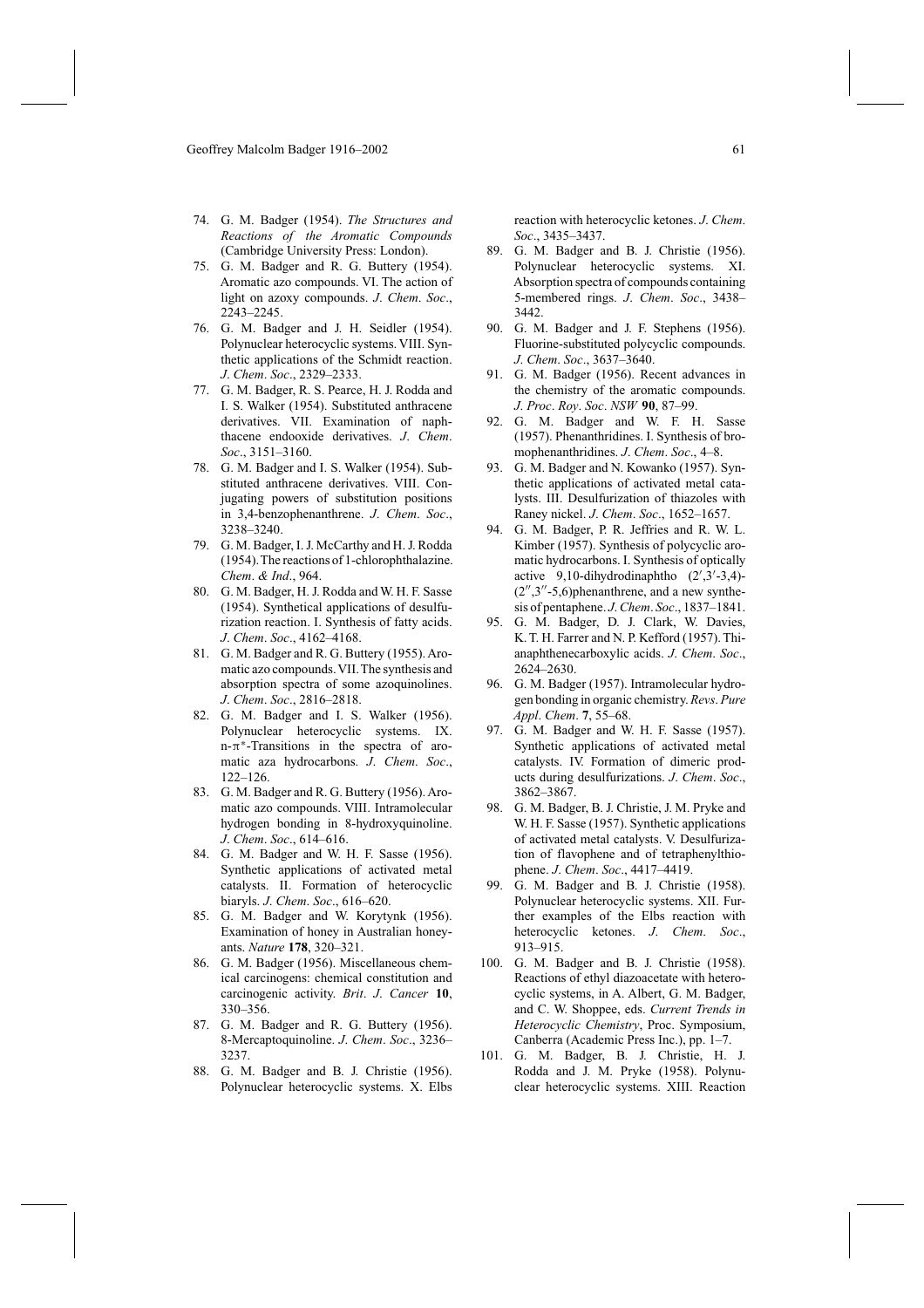74. G. M. Badger (1954). *The Structures and Reactions of the Aromatic Compounds* (Cambridge University Press: London).
75. G. M. Badger and R. G. Buttery (1954). Aromatic azo compounds. VI. The action of light on azoxy compounds. *J. Chem. Soc.*, 2243–2245.
76. G. M. Badger and J. H. Seidler (1954). Polynuclear heterocyclic systems. VIII. Synthetic applications of the Schmidt reaction. *J. Chem. Soc.*, 2329–2333.
77. G. M. Badger, R. S. Pearce, H. J. Rodda and I. S. Walker (1954). Substituted anthracene derivatives. VII. Examination of naphthacene endooxide derivatives. *J. Chem. Soc.*, 3151–3160.
78. G. M. Badger and I. S. Walker (1954). Substituted anthracene derivatives. VIII. Conjugating powers of substitution positions in 3,4-benzophenanthrene. *J. Chem. Soc.*, 3238–3240.
79. G. M. Badger, I. J. McCarthy and H. J. Rodda (1954). The reactions of 1-chlorophthalazine. *Chem. & Ind.*, 964.
80. G. M. Badger, H. J. Rodda and W. H. F. Sasse (1954). Synthetical applications of desulfurization reaction. I. Synthesis of fatty acids. *J. Chem. Soc.*, 4162–4168.
81. G. M. Badger and R. G. Buttery (1955). Aromatic azo compounds. VII. The synthesis and absorption spectra of some azoquinolines. *J. Chem. Soc.*, 2816–2818.
82. G. M. Badger and I. S. Walker (1956). Polynuclear heterocyclic systems. IX. n-$\pi^*$-Transitions in the spectra of aromatic aza hydrocarbons. *J. Chem. Soc.*, 122–126.
83. G. M. Badger and R. G. Buttery (1956). Aromatic azo compounds. VIII. Intramolecular hydrogen bonding in 8-hydroxyquinoline. *J. Chem. Soc.*, 614–616.
84. G. M. Badger and W. H. F. Sasse (1956). Synthetic applications of activated metal catalysts. II. Formation of heterocyclic biaryls. *J. Chem. Soc.*, 616–620.
85. G. M. Badger and W. Korytynk (1956). Examination of honey in Australian honey-ants. *Nature* **178**, 320–321.
86. G. M. Badger (1956). Miscellaneous chemical carcinogens: chemical constitution and carcinogenic activity. *Brit. J. Cancer* **10**, 330–356.
87. G. M. Badger and R. G. Buttery (1956). 8-Mercaptoquinoline. *J. Chem. Soc.*, 3236–3237.
88. G. M. Badger and B. J. Christie (1956). Polynuclear heterocyclic systems. X. Elbs reaction with heterocyclic ketones. *J. Chem. Soc.*, 3435–3437.
89. G. M. Badger and B. J. Christie (1956). Polynuclear heterocyclic systems. XI. Absorption spectra of compounds containing 5-membered rings. *J. Chem. Soc.*, 3438–3442.
90. G. M. Badger and J. F. Stephens (1956). Fluorine-substituted polycyclic compounds. *J. Chem. Soc.*, 3637–3640.
91. G. M. Badger (1956). Recent advances in the chemistry of the aromatic compounds. *J. Proc. Roy. Soc. NSW* **90**, 87–99.
92. G. M. Badger and W. F. H. Sasse (1957). Phenanthridines. I. Synthesis of bromophenanthridines. *J. Chem. Soc.*, 4–8.
93. G. M. Badger and N. Kowanko (1957). Synthetic applications of activated metal catalysts. III. Desulfurization of thiazoles with Raney nickel. *J. Chem. Soc.*, 1652–1657.
94. G. M. Badger, P. R. Jeffries and R. W. L. Kimber (1957). Synthesis of polycyclic aromatic hydrocarbons. I. Synthesis of optically active 9,10-dihydrodinaphtho (2′,3′-3,4)-(2″,3″-5,6)phenanthrene, and a new synthesis of pentaphene. *J. Chem. Soc.*, 1837–1841.
95. G. M. Badger, D. J. Clark, W. Davies, K. T. H. Farrer and N. P. Kefford (1957). Thianaphthenecarboxylic acids. *J. Chem. Soc.*, 2624–2630.
96. G. M. Badger (1957). Intramolecular hydrogen bonding in organic chemistry. *Revs. Pure Appl. Chem.* **7**, 55–68.
97. G. M. Badger and W. H. F. Sasse (1957). Synthetic applications of activated metal catalysts. IV. Formation of dimeric products during desulfurizations. *J. Chem. Soc.*, 3862–3867.
98. G. M. Badger, B. J. Christie, J. M. Pryke and W. H. F. Sasse (1957). Synthetic applications of activated metal catalysts. V. Desulfurization of flavophene and of tetraphenylthiophene. *J. Chem. Soc.*, 4417–4419.
99. G. M. Badger and B. J. Christie (1958). Polynuclear heterocyclic systems. XII. Further examples of the Elbs reaction with heterocyclic ketones. *J. Chem. Soc.*, 913–915.
100. G. M. Badger and B. J. Christie (1958). Reactions of ethyl diazoacetate with heterocyclic systems, in A. Albert, G. M. Badger, and C. W. Shoppee, eds. *Current Trends in Heterocyclic Chemistry*, Proc. Symposium, Canberra (Academic Press Inc.), pp. 1–7.
101. G. M. Badger, B. J. Christie, H. J. Rodda and J. M. Pryke (1958). Polynuclear heterocyclic systems. XIII. Reaction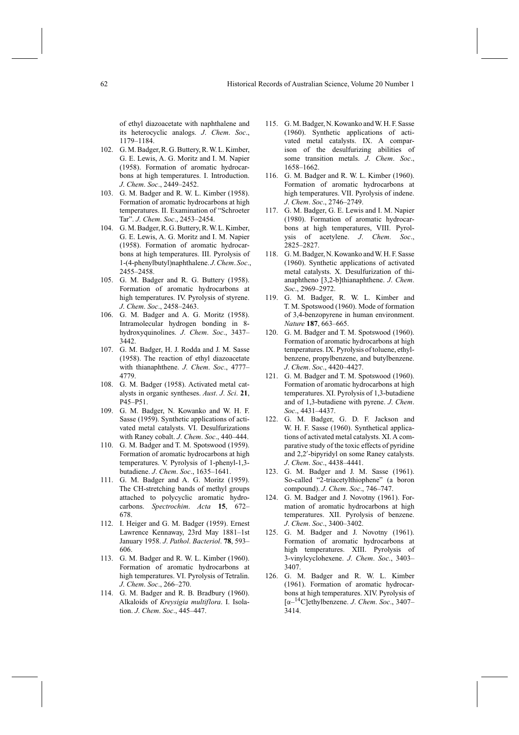of ethyl diazoacetate with naphthalene and its heterocyclic analogs. *J. Chem. Soc.*, 1179–1184.

102. G. M. Badger, R. G. Buttery, R. W. L. Kimber, G. E. Lewis, A. G. Moritz and I. M. Napier (1958). Formation of aromatic hydrocarbons at high temperatures. I. Introduction. *J. Chem. Soc.*, 2449–2452.
103. G. M. Badger and R. W. L. Kimber (1958). Formation of aromatic hydrocarbons at high temperatures. II. Examination of "Schroeter Tar". *J. Chem. Soc.*, 2453–2454.
104. G. M. Badger, R. G. Buttery, R. W. L. Kimber, G. E. Lewis, A. G. Moritz and I. M. Napier (1958). Formation of aromatic hydrocarbons at high temperatures. III. Pyrolysis of 1-(4-phenylbutyl)naphthalene. *J. Chem. Soc.*, 2455–2458.
105. G. M. Badger and R. G. Buttery (1958). Formation of aromatic hydrocarbons at high temperatures. IV. Pyrolysis of styrene. *J. Chem. Soc.*, 2458–2463.
106. G. M. Badger and A. G. Moritz (1958). Intramolecular hydrogen bonding in 8-hydroxyquinolines. *J. Chem. Soc.*, 3437–3442.
107. G. M. Badger, H. J. Rodda and J. M. Sasse (1958). The reaction of ethyl diazoacetate with thianaphthene. *J. Chem. Soc.*, 4777–4779.
108. G. M. Badger (1958). Activated metal catalysts in organic syntheses. *Aust. J. Sci.* **21**, P45–P51.
109. G. M. Badger, N. Kowanko and W. H. F. Sasse (1959). Synthetic applications of activated metal catalysts. VI. Desulfurizations with Raney cobalt. *J. Chem. Soc.*, 440–444.
110. G. M. Badger and T. M. Spotswood (1959). Formation of aromatic hydrocarbons at high temperatures. V. Pyrolysis of 1-phenyl-1,3-butadiene. *J. Chem. Soc.*, 1635–1641.
111. G. M. Badger and A. G. Moritz (1959). The CH-stretching bands of methyl groups attached to polycyclic aromatic hydrocarbons. *Spectrochim. Acta* **15**, 672–678.
112. I. Heiger and G. M. Badger (1959). Ernest Lawrence Kennaway, 23rd May 1881–1st January 1958. *J. Pathol. Bacteriol.* **78**, 593–606.
113. G. M. Badger and R. W. L. Kimber (1960). Formation of aromatic hydrocarbons at high temperatures. VI. Pyrolysis of Tetralin. *J. Chem. Soc.*, 266–270.
114. G. M. Badger and R. B. Bradbury (1960). Alkaloids of *Kreysigia multiflora*. I. Isolation. *J. Chem. Soc.*, 445–447.
115. G. M. Badger, N. Kowanko and W. H. F. Sasse (1960). Synthetic applications of activated metal catalysts. IX. A comparison of the desulfurizing abilities of some transition metals. *J. Chem. Soc.*, 1658–1662.
116. G. M. Badger and R. W. L. Kimber (1960). Formation of aromatic hydrocarbons at high temperatures. VII. Pyrolysis of indene. *J. Chem. Soc.*, 2746–2749.
117. G. M. Badger, G. E. Lewis and I. M. Napier (1980). Formation of aromatic hydrocarbons at high temperatures, VIII. Pyrolysis of acetylene. *J. Chem. Soc.*, 2825–2827.
118. G. M. Badger, N. Kowanko and W. H. F. Sasse (1960). Synthetic applications of activated metal catalysts. X. Desulfurization of thianaphtheno [3,2-b]thianaphthene. *J. Chem. Soc.*, 2969–2972.
119. G. M. Badger, R. W. L. Kimber and T. M. Spotswood (1960). Mode of formation of 3,4-benzopyrene in human environment. *Nature* **187**, 663–665.
120. G. M. Badger and T. M. Spotswood (1960). Formation of aromatic hydrocarbons at high temperatures. IX. Pyrolysis of toluene, ethylbenzene, propylbenzene, and butylbenzene. *J. Chem. Soc.*, 4420–4427.
121. G. M. Badger and T. M. Spotswood (1960). Formation of aromatic hydrocarbons at high temperatures. XI. Pyrolysis of 1,3-butadiene and of 1,3-butadiene with pyrene. *J. Chem. Soc.*, 4431–4437.
122. G. M. Badger, G. D. F. Jackson and W. H. F. Sasse (1960). Synthetical applications of activated metal catalysts. XI. A comparative study of the toxic effects of pyridine and 2,2′-bipyridyl on some Raney catalysts. *J. Chem. Soc.*, 4438–4441.
123. G. M. Badger and J. M. Sasse (1961). So-called "2-triacetylthiophene" (a boron compound). *J. Chem. Soc.*, 746–747.
124. G. M. Badger and J. Novotny (1961). Formation of aromatic hydrocarbons at high temperatures. XII. Pyrolysis of benzene. *J. Chem. Soc.*, 3400–3402.
125. G. M. Badger and J. Novotny (1961). Formation of aromatic hydrocarbons at high temperatures. XIII. Pyrolysis of 3-vinylcyclohexene. *J. Chem. Soc.*, 3403–3407.
126. G. M. Badger and R. W. L. Kimber (1961). Formation of aromatic hydrocarbons at high temperatures. XIV. Pyrolysis of [$\alpha$–$^{14}$C]ethylbenzene. *J. Chem. Soc.*, 3407–3414.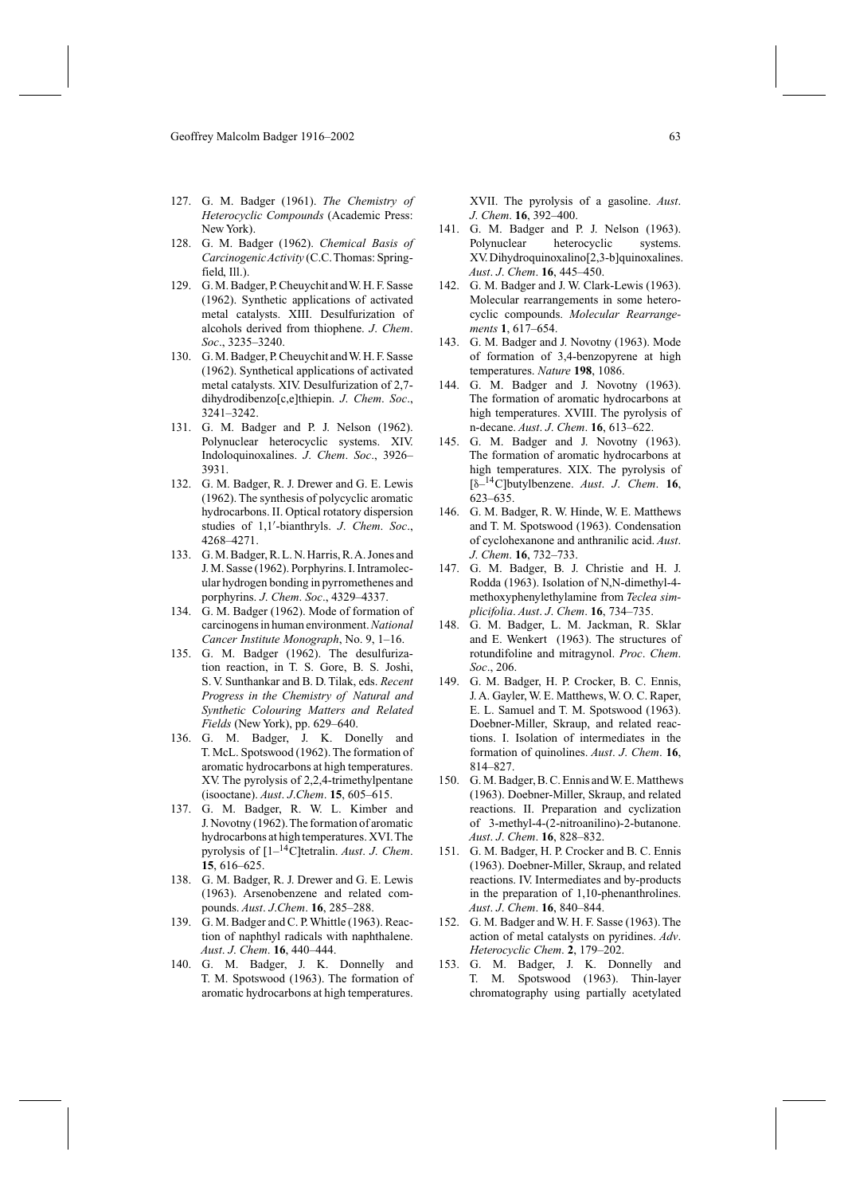127. G. M. Badger (1961). *The Chemistry of Heterocyclic Compounds* (Academic Press: New York).
128. G. M. Badger (1962). *Chemical Basis of Carcinogenic Activity* (C.C. Thomas: Springfield, Ill.).
129. G. M. Badger, P. Cheuychit and W. H. F. Sasse (1962). Synthetic applications of activated metal catalysts. XIII. Desulfurization of alcohols derived from thiophene. *J. Chem. Soc.*, 3235–3240.
130. G. M. Badger, P. Cheuychit and W. H. F. Sasse (1962). Synthetical applications of activated metal catalysts. XIV. Desulfurization of 2,7-dihydrodibenzo[c,e]thiepin. *J. Chem. Soc.*, 3241–3242.
131. G. M. Badger and P. J. Nelson (1962). Polynuclear heterocyclic systems. XIV. Indoloquinoxalines. *J. Chem. Soc.*, 3926–3931.
132. G. M. Badger, R. J. Drewer and G. E. Lewis (1962). The synthesis of polycyclic aromatic hydrocarbons. II. Optical rotatory dispersion studies of 1,1′-bianthryls. *J. Chem. Soc.*, 4268–4271.
133. G. M. Badger, R. L. N. Harris, R. A. Jones and J. M. Sasse (1962). Porphyrins. I. Intramolecular hydrogen bonding in pyrromethenes and porphyrins. *J. Chem. Soc.*, 4329–4337.
134. G. M. Badger (1962). Mode of formation of carcinogens in human environment. *National Cancer Institute Monograph*, No. 9, 1–16.
135. G. M. Badger (1962). The desulfurization reaction, in T. S. Gore, B. S. Joshi, S. V. Sunthankar and B. D. Tilak, eds. *Recent Progress in the Chemistry of Natural and Synthetic Colouring Matters and Related Fields* (New York), pp. 629–640.
136. G. M. Badger, J. K. Donelly and T. McL. Spotswood (1962). The formation of aromatic hydrocarbons at high temperatures. XV. The pyrolysis of 2,2,4-trimethylpentane (isooctane). *Aust. J.Chem.* **15**, 605–615.
137. G. M. Badger, R. W. L. Kimber and J. Novotny (1962). The formation of aromatic hydrocarbons at high temperatures. XVI. The pyrolysis of [1–$^{14}$C]tetralin. *Aust. J. Chem.* **15**, 616–625.
138. G. M. Badger, R. J. Drewer and G. E. Lewis (1963). Arsenobenzene and related compounds. *Aust. J.Chem.* **16**, 285–288.
139. G. M. Badger and C. P. Whittle (1963). Reaction of naphthyl radicals with naphthalene. *Aust. J. Chem.* **16**, 440–444.
140. G. M. Badger, J. K. Donnelly and T. M. Spotswood (1963). The formation of aromatic hydrocarbons at high temperatures. XVII. The pyrolysis of a gasoline. *Aust. J. Chem.* **16**, 392–400.
141. G. M. Badger and P. J. Nelson (1963). Polynuclear heterocyclic systems. XV. Dihydroquinoxalino[2,3-b]quinoxalines. *Aust. J. Chem.* **16**, 445–450.
142. G. M. Badger and J. W. Clark-Lewis (1963). Molecular rearrangements in some heterocyclic compounds. *Molecular Rearrangements* **1**, 617–654.
143. G. M. Badger and J. Novotny (1963). Mode of formation of 3,4-benzopyrene at high temperatures. *Nature* **198**, 1086.
144. G. M. Badger and J. Novotny (1963). The formation of aromatic hydrocarbons at high temperatures. XVIII. The pyrolysis of n-decane. *Aust. J. Chem.* **16**, 613–622.
145. G. M. Badger and J. Novotny (1963). The formation of aromatic hydrocarbons at high temperatures. XIX. The pyrolysis of [δ–$^{14}$C]butylbenzene. *Aust. J. Chem.* **16**, 623–635.
146. G. M. Badger, R. W. Hinde, W. E. Matthews and T. M. Spotswood (1963). Condensation of cyclohexanone and anthranilic acid. *Aust. J. Chem.* **16**, 732–733.
147. G. M. Badger, B. J. Christie and H. J. Rodda (1963). Isolation of N,N-dimethyl-4-methoxyphenylethylamine from *Teclea simplicifolia*. *Aust. J. Chem.* **16**, 734–735.
148. G. M. Badger, L. M. Jackman, R. Sklar and E. Wenkert (1963). The structures of rotundifoline and mitragynol. *Proc. Chem. Soc.*, 206.
149. G. M. Badger, H. P. Crocker, B. C. Ennis, J. A. Gayler, W. E. Matthews, W. O. C. Raper, E. L. Samuel and T. M. Spotswood (1963). Doebner-Miller, Skraup, and related reactions. I. Isolation of intermediates in the formation of quinolines. *Aust. J. Chem.* **16**, 814–827.
150. G. M. Badger, B. C. Ennis and W. E. Matthews (1963). Doebner-Miller, Skraup, and related reactions. II. Preparation and cyclization of 3-methyl-4-(2-nitroanilino)-2-butanone. *Aust. J. Chem.* **16**, 828–832.
151. G. M. Badger, H. P. Crocker and B. C. Ennis (1963). Doebner-Miller, Skraup, and related reactions. IV. Intermediates and by-products in the preparation of 1,10-phenanthrolines. *Aust. J. Chem.* **16**, 840–844.
152. G. M. Badger and W. H. F. Sasse (1963). The action of metal catalysts on pyridines. *Adv. Heterocyclic Chem.* **2**, 179–202.
153. G. M. Badger, J. K. Donnelly and T. M. Spotswood (1963). Thin-layer chromatography using partially acetylated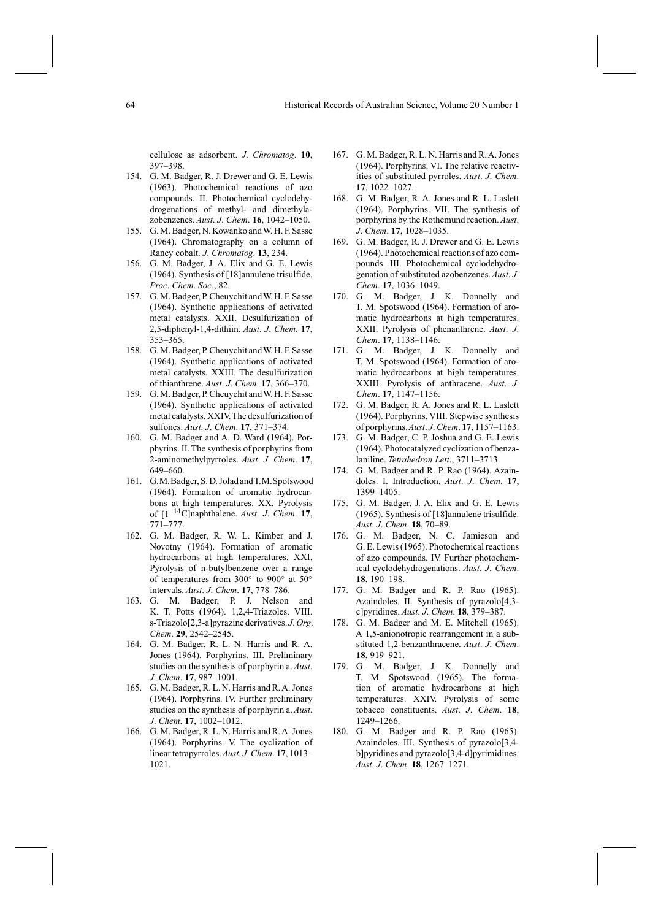cellulose as adsorbent. *J. Chromatog.* **10**, 397–398.

154. G. M. Badger, R. J. Drewer and G. E. Lewis (1963). Photochemical reactions of azo compounds. II. Photochemical cyclodehydrogenations of methyl- and dimethylazobenzenes. *Aust. J. Chem.* **16**, 1042–1050.
155. G. M. Badger, N. Kowanko and W. H. F. Sasse (1964). Chromatography on a column of Raney cobalt. *J. Chromatog.* **13**, 234.
156. G. M. Badger, J. A. Elix and G. E. Lewis (1964). Synthesis of [18]annulene trisulfide. *Proc. Chem. Soc.*, 82.
157. G. M. Badger, P. Cheuychit and W. H. F. Sasse (1964). Synthetic applications of activated metal catalysts. XXII. Desulfurization of 2,5-diphenyl-1,4-dithiin. *Aust. J. Chem.* **17**, 353–365.
158. G. M. Badger, P. Cheuychit and W. H. F. Sasse (1964). Synthetic applications of activated metal catalysts. XXIII. The desulfurization of thianthrene. *Aust. J. Chem.* **17**, 366–370.
159. G. M. Badger, P. Cheuychit and W. H. F. Sasse (1964). Synthetic applications of activated metal catalysts. XXIV. The desulfurization of sulfones. *Aust. J. Chem.* **17**, 371–374.
160. G. M. Badger and A. D. Ward (1964). Porphyrins. II. The synthesis of porphyrins from 2-aminomethylpyrroles. *Aust. J. Chem.* **17**, 649–660.
161. G. M. Badger, S. D. Jolad and T. M. Spotswood (1964). Formation of aromatic hydrocarbons at high temperatures. XX. Pyrolysis of [1–$^{14}$C]naphthalene. *Aust. J. Chem.* **17**, 771–777.
162. G. M. Badger, R. W. L. Kimber and J. Novotny (1964). Formation of aromatic hydrocarbons at high temperatures. XXI. Pyrolysis of n-butylbenzene over a range of temperatures from 300° to 900° at 50° intervals. *Aust. J. Chem.* **17**, 778–786.
163. G. M. Badger, P. J. Nelson and K. T. Potts (1964). 1,2,4-Triazoles. VIII. s-Triazolo[2,3-a]pyrazine derivatives. *J. Org. Chem.* **29**, 2542–2545.
164. G. M. Badger, R. L. N. Harris and R. A. Jones (1964). Porphyrins. III. Preliminary studies on the synthesis of porphyrin a. *Aust. J. Chem.* **17**, 987–1001.
165. G. M. Badger, R. L. N. Harris and R. A. Jones (1964). Porphyrins. IV. Further preliminary studies on the synthesis of porphyrin a. *Aust. J. Chem.* **17**, 1002–1012.
166. G. M. Badger, R. L. N. Harris and R. A. Jones (1964). Porphyrins. V. The cyclization of linear tetrapyrroles. *Aust. J. Chem.* **17**, 1013–1021.
167. G. M. Badger, R. L. N. Harris and R. A. Jones (1964). Porphyrins. VI. The relative reactivities of substituted pyrroles. *Aust. J. Chem.* **17**, 1022–1027.
168. G. M. Badger, R. A. Jones and R. L. Laslett (1964). Porphyrins. VII. The synthesis of porphyrins by the Rothemund reaction. *Aust. J. Chem.* **17**, 1028–1035.
169. G. M. Badger, R. J. Drewer and G. E. Lewis (1964). Photochemical reactions of azo compounds. III. Photochemical cyclodehydrogenation of substituted azobenzenes. *Aust. J. Chem.* **17**, 1036–1049.
170. G. M. Badger, J. K. Donnelly and T. M. Spotswood (1964). Formation of aromatic hydrocarbons at high temperatures. XXII. Pyrolysis of phenanthrene. *Aust. J. Chem.* **17**, 1138–1146.
171. G. M. Badger, J. K. Donnelly and T. M. Spotswood (1964). Formation of aromatic hydrocarbons at high temperatures. XXIII. Pyrolysis of anthracene. *Aust. J. Chem.* **17**, 1147–1156.
172. G. M. Badger, R. A. Jones and R. L. Laslett (1964). Porphyrins. VIII. Stepwise synthesis of porphyrins. *Aust. J. Chem.* **17**, 1157–1163.
173. G. M. Badger, C. P. Joshua and G. E. Lewis (1964). Photocatalyzed cyclization of benzalaniline. *Tetrahedron Lett.*, 3711–3713.
174. G. M. Badger and R. P. Rao (1964). Azaindoles. I. Introduction. *Aust. J. Chem.* **17**, 1399–1405.
175. G. M. Badger, J. A. Elix and G. E. Lewis (1965). Synthesis of [18]annulene trisulfide. *Aust. J. Chem.* **18**, 70–89.
176. G. M. Badger, N. C. Jamieson and G. E. Lewis (1965). Photochemical reactions of azo compounds. IV. Further photochemical cyclodehydrogenations. *Aust. J. Chem.* **18**, 190–198.
177. G. M. Badger and R. P. Rao (1965). Azaindoles. II. Synthesis of pyrazolo[4,3-c]pyridines. *Aust. J. Chem.* **18**, 379–387.
178. G. M. Badger and M. E. Mitchell (1965). A 1,5-anionotropic rearrangement in a substituted 1,2-benzanthracene. *Aust. J. Chem.* **18**, 919–921.
179. G. M. Badger, J. K. Donnelly and T. M. Spotswood (1965). The formation of aromatic hydrocarbons at high temperatures. XXIV. Pyrolysis of some tobacco constituents. *Aust. J. Chem.* **18**, 1249–1266.
180. G. M. Badger and R. P. Rao (1965). Azaindoles. III. Synthesis of pyrazolo[3,4-b]pyridines and pyrazolo[3,4-d]pyrimidines. *Aust. J. Chem.* **18**, 1267–1271.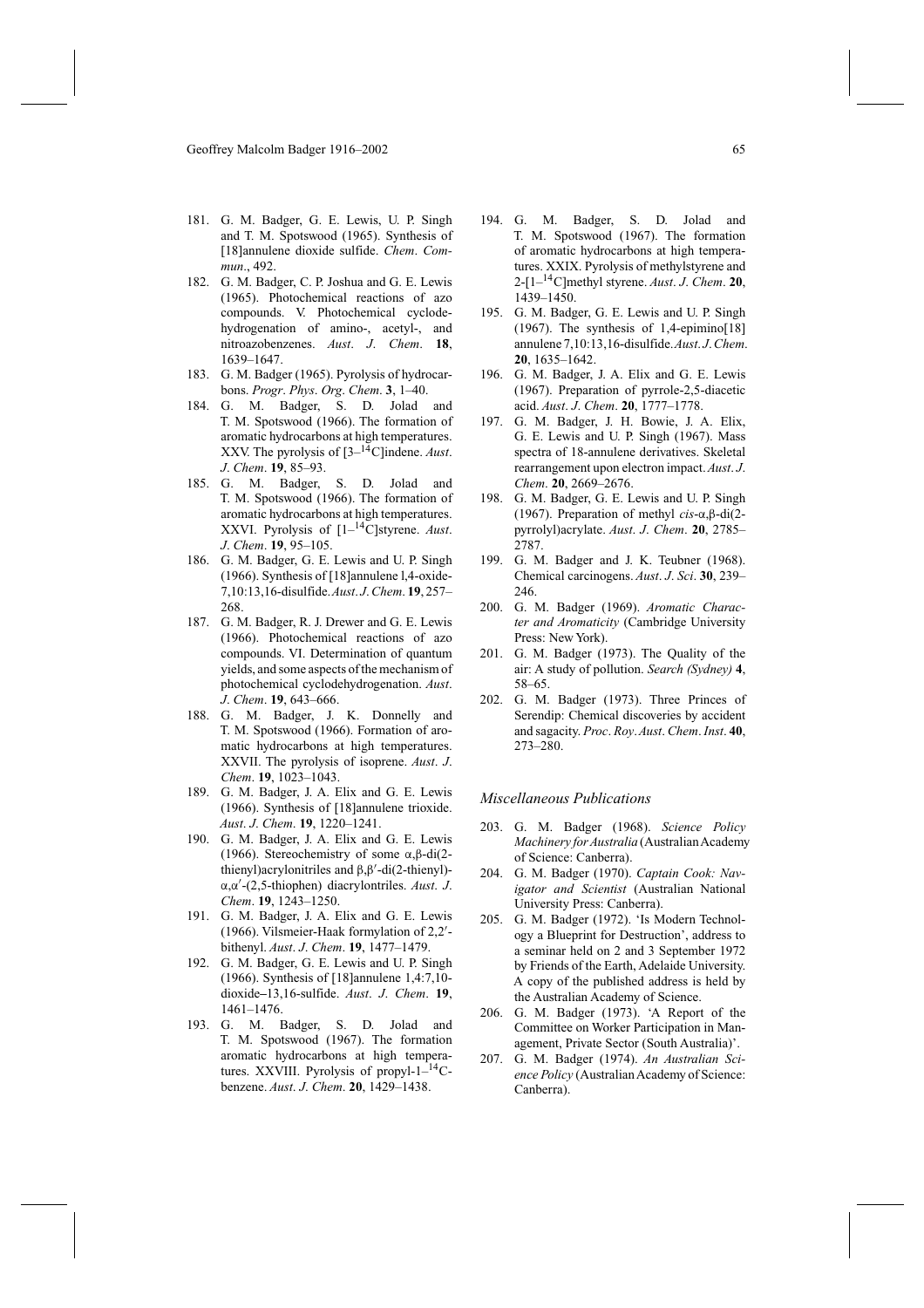181. G. M. Badger, G. E. Lewis, U. P. Singh and T. M. Spotswood (1965). Synthesis of [18]annulene dioxide sulfide. *Chem. Commun.*, 492.
182. G. M. Badger, C. P. Joshua and G. E. Lewis (1965). Photochemical reactions of azo compounds. V. Photochemical cyclodehydrogenation of amino-, acetyl-, and nitroazobenzenes. *Aust. J. Chem.* **18**, 1639–1647.
183. G. M. Badger (1965). Pyrolysis of hydrocarbons. *Progr. Phys. Org. Chem.* **3**, 1–40.
184. G. M. Badger, S. D. Jolad and T. M. Spotswood (1966). The formation of aromatic hydrocarbons at high temperatures. XXV. The pyrolysis of [3–$^{14}$C]indene. *Aust. J. Chem.* **19**, 85–93.
185. G. M. Badger, S. D. Jolad and T. M. Spotswood (1966). The formation of aromatic hydrocarbons at high temperatures. XXVI. Pyrolysis of [1–$^{14}$C]styrene. *Aust. J. Chem.* **19**, 95–105.
186. G. M. Badger, G. E. Lewis and U. P. Singh (1966). Synthesis of [18]annulene l,4-oxide-7,10:13,16-disulfide. *Aust. J. Chem.* **19**, 257–268.
187. G. M. Badger, R. J. Drewer and G. E. Lewis (1966). Photochemical reactions of azo compounds. VI. Determination of quantum yields, and some aspects of the mechanism of photochemical cyclodehydrogenation. *Aust. J. Chem.* **19**, 643–666.
188. G. M. Badger, J. K. Donnelly and T. M. Spotswood (1966). Formation of aromatic hydrocarbons at high temperatures. XXVII. The pyrolysis of isoprene. *Aust. J. Chem.* **19**, 1023–1043.
189. G. M. Badger, J. A. Elix and G. E. Lewis (1966). Synthesis of [18]annulene trioxide. *Aust. J. Chem.* **19**, 1220–1241.
190. G. M. Badger, J. A. Elix and G. E. Lewis (1966). Stereochemistry of some α,β-di(2-thienyl)acrylonitriles and β,β′-di(2-thienyl)-α,α′-(2,5-thiophen) diacrylontriles. *Aust. J. Chem.* **19**, 1243–1250.
191. G. M. Badger, J. A. Elix and G. E. Lewis (1966). Vilsmeier-Haak formylation of 2,2′-bithenyl. *Aust. J. Chem.* **19**, 1477–1479.
192. G. M. Badger, G. E. Lewis and U. P. Singh (1966). Synthesis of [18]annulene 1,4:7,10-dioxide–13,16-sulfide. *Aust. J. Chem.* **19**, 1461–1476.
193. G. M. Badger, S. D. Jolad and T. M. Spotswood (1967). The formation aromatic hydrocarbons at high temperatures. XXVIII. Pyrolysis of propyl-1–$^{14}$C-benzene. *Aust. J. Chem.* **20**, 1429–1438.
194. G. M. Badger, S. D. Jolad and T. M. Spotswood (1967). The formation of aromatic hydrocarbons at high temperatures. XXIX. Pyrolysis of methylstyrene and 2-[1–$^{14}$C]methyl styrene. *Aust. J. Chem.* **20**, 1439–1450.
195. G. M. Badger, G. E. Lewis and U. P. Singh (1967). The synthesis of 1,4-epimino[18] annulene 7,10:13,16-disulfide. *Aust. J. Chem.* **20**, 1635–1642.
196. G. M. Badger, J. A. Elix and G. E. Lewis (1967). Preparation of pyrrole-2,5-diacetic acid. *Aust. J. Chem.* **20**, 1777–1778.
197. G. M. Badger, J. H. Bowie, J. A. Elix, G. E. Lewis and U. P. Singh (1967). Mass spectra of 18-annulene derivatives. Skeletal rearrangement upon electron impact. *Aust. J. Chem.* **20**, 2669–2676.
198. G. M. Badger, G. E. Lewis and U. P. Singh (1967). Preparation of methyl *cis*-α,β-di(2-pyrrolyl)acrylate. *Aust. J. Chem.* **20**, 2785–2787.
199. G. M. Badger and J. K. Teubner (1968). Chemical carcinogens. *Aust. J. Sci.* **30**, 239–246.
200. G. M. Badger (1969). *Aromatic Character and Aromaticity* (Cambridge University Press: New York).
201. G. M. Badger (1973). The Quality of the air: A study of pollution. *Search (Sydney)* **4**, 58–65.
202. G. M. Badger (1973). Three Princes of Serendip: Chemical discoveries by accident and sagacity. *Proc. Roy. Aust. Chem. Inst.* **40**, 273–280.

### *Miscellaneous Publications*

203. G. M. Badger (1968). *Science Policy Machinery for Australia* (Australian Academy of Science: Canberra).
204. G. M. Badger (1970). *Captain Cook: Navigator and Scientist* (Australian National University Press: Canberra).
205. G. M. Badger (1972). 'Is Modern Technology a Blueprint for Destruction', address to a seminar held on 2 and 3 September 1972 by Friends of the Earth, Adelaide University. A copy of the published address is held by the Australian Academy of Science.
206. G. M. Badger (1973). 'A Report of the Committee on Worker Participation in Management, Private Sector (South Australia)'.
207. G. M. Badger (1974). *An Australian Science Policy* (Australian Academy of Science: Canberra).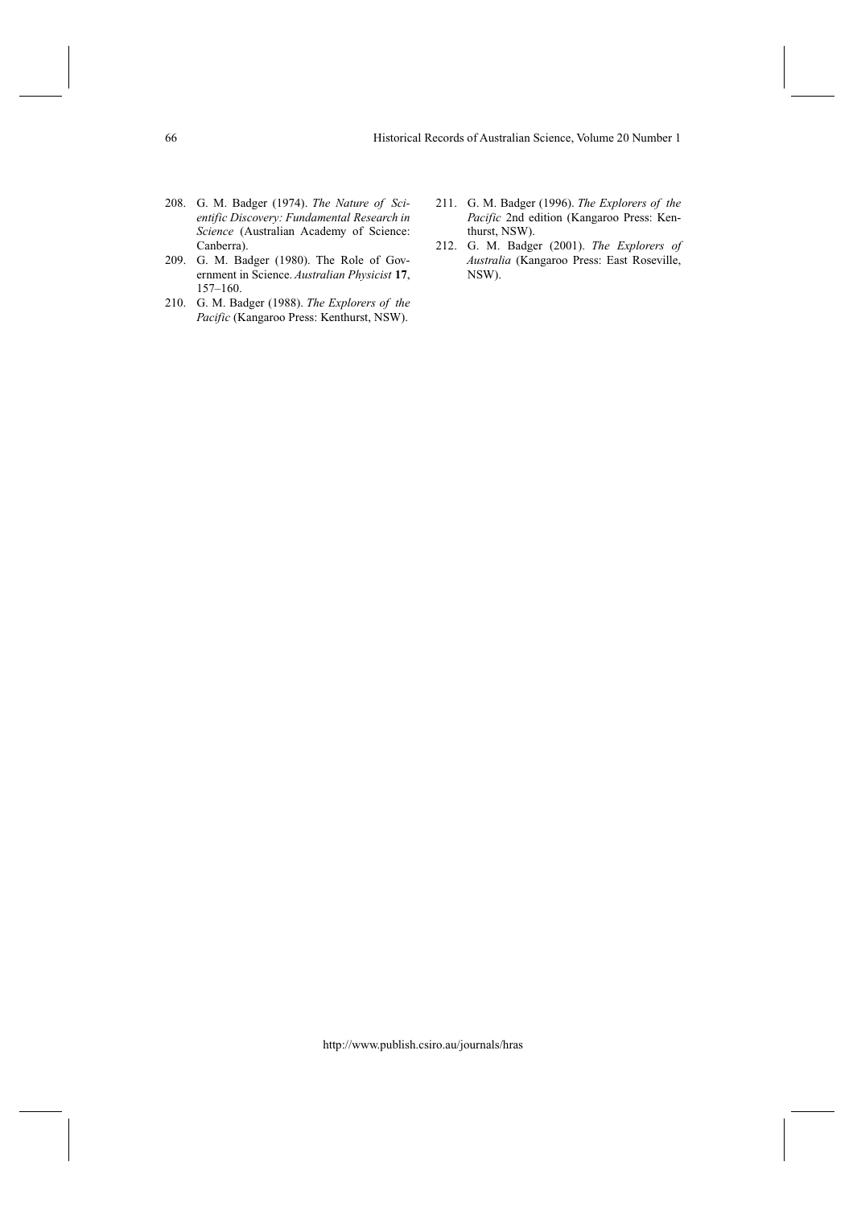208. G. M. Badger (1974). *The Nature of Scientific Discovery: Fundamental Research in Science* (Australian Academy of Science: Canberra).
209. G. M. Badger (1980). The Role of Government in Science. *Australian Physicist* **17**, 157–160.
210. G. M. Badger (1988). *The Explorers of the Pacific* (Kangaroo Press: Kenthurst, NSW).
211. G. M. Badger (1996). *The Explorers of the Pacific* 2nd edition (Kangaroo Press: Kenthurst, NSW).
212. G. M. Badger (2001). *The Explorers of Australia* (Kangaroo Press: East Roseville, NSW).